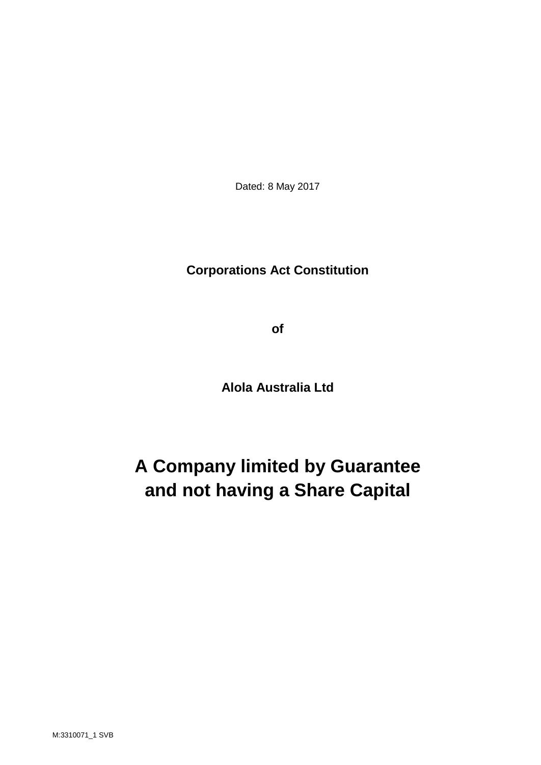Dated: 8 May 2017

**Corporations Act Constitution**

**of**

**Alola Australia Ltd**

# A Company limited by Guarantee and not having a Share Capital

M:3310071_1 SVB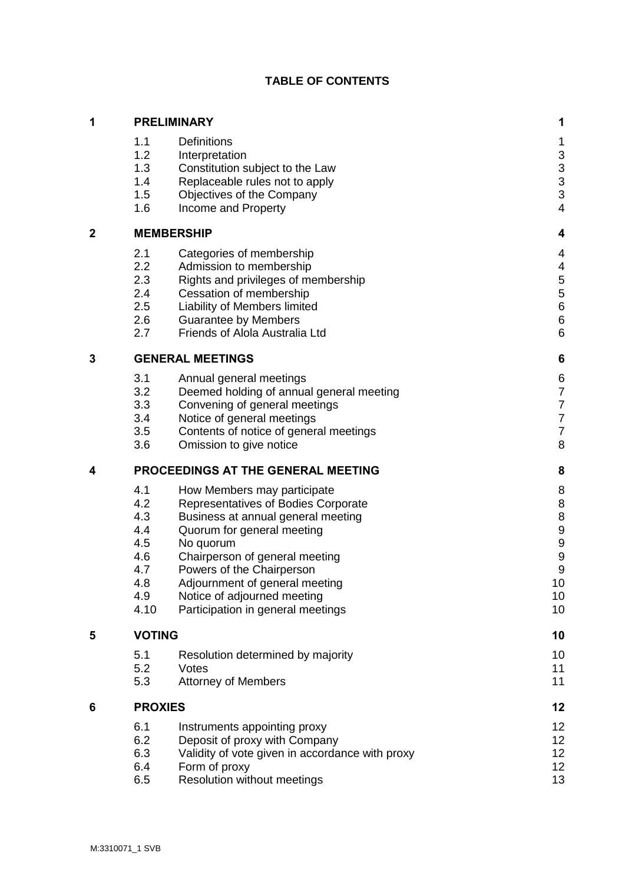## TABLE OF CONTENTS

| | | | |
|---|---|---|---|
| **1** | **PRELIMINARY** | | **1** |
| | 1.1 | Definitions | 1 |
| | 1.2 | Interpretation | 3 |
| | 1.3 | Constitution subject to the Law | 3 |
| | 1.4 | Replaceable rules not to apply | 3 |
| | 1.5 | Objectives of the Company | 3 |
| | 1.6 | Income and Property | 4 |
| **2** | **MEMBERSHIP** | | **4** |
| | 2.1 | Categories of membership | 4 |
| | 2.2 | Admission to membership | 4 |
| | 2.3 | Rights and privileges of membership | 5 |
| | 2.4 | Cessation of membership | 5 |
| | 2.5 | Liability of Members limited | 6 |
| | 2.6 | Guarantee by Members | 6 |
| | 2.7 | Friends of Alola Australia Ltd | 6 |
| **3** | **GENERAL MEETINGS** | | **6** |
| | 3.1 | Annual general meetings | 6 |
| | 3.2 | Deemed holding of annual general meeting | 7 |
| | 3.3 | Convening of general meetings | 7 |
| | 3.4 | Notice of general meetings | 7 |
| | 3.5 | Contents of notice of general meetings | 7 |
| | 3.6 | Omission to give notice | 8 |
| **4** | **PROCEEDINGS AT THE GENERAL MEETING** | | **8** |
| | 4.1 | How Members may participate | 8 |
| | 4.2 | Representatives of Bodies Corporate | 8 |
| | 4.3 | Business at annual general meeting | 8 |
| | 4.4 | Quorum for general meeting | 9 |
| | 4.5 | No quorum | 9 |
| | 4.6 | Chairperson of general meeting | 9 |
| | 4.7 | Powers of the Chairperson | 9 |
| | 4.8 | Adjournment of general meeting | 10 |
| | 4.9 | Notice of adjourned meeting | 10 |
| | 4.10 | Participation in general meetings | 10 |
| **5** | **VOTING** | | **10** |
| | 5.1 | Resolution determined by majority | 10 |
| | 5.2 | Votes | 11 |
| | 5.3 | Attorney of Members | 11 |
| **6** | **PROXIES** | | **12** |
| | 6.1 | Instruments appointing proxy | 12 |
| | 6.2 | Deposit of proxy with Company | 12 |
| | 6.3 | Validity of vote given in accordance with proxy | 12 |
| | 6.4 | Form of proxy | 12 |
| | 6.5 | Resolution without meetings | 13 |

M:3310071_1 SVB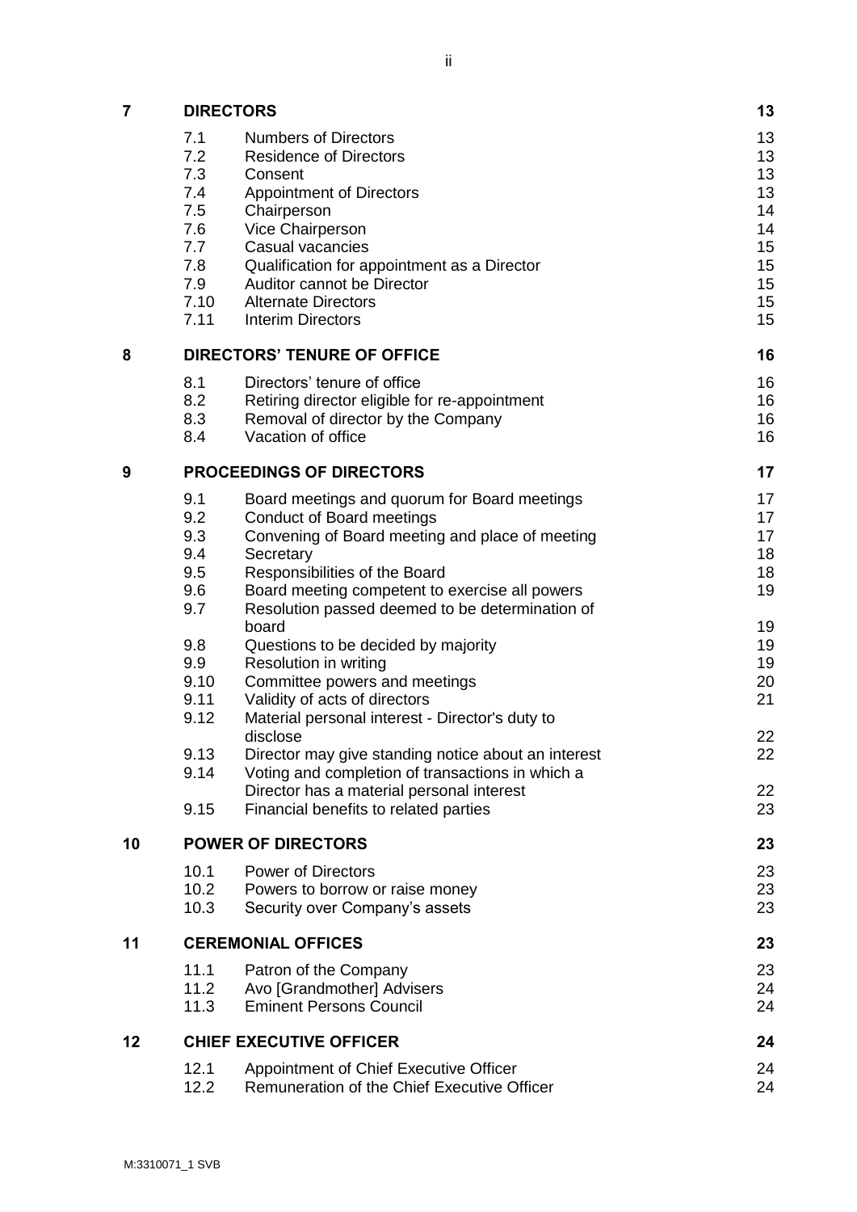| | | | |
|---|---|---|---|
| **7** | **DIRECTORS** | | **13** |
| | 7.1 | Numbers of Directors | 13 |
| | 7.2 | Residence of Directors | 13 |
| | 7.3 | Consent | 13 |
| | 7.4 | Appointment of Directors | 13 |
| | 7.5 | Chairperson | 14 |
| | 7.6 | Vice Chairperson | 14 |
| | 7.7 | Casual vacancies | 15 |
| | 7.8 | Qualification for appointment as a Director | 15 |
| | 7.9 | Auditor cannot be Director | 15 |
| | 7.10 | Alternate Directors | 15 |
| | 7.11 | Interim Directors | 15 |
| **8** | **DIRECTORS' TENURE OF OFFICE** | | **16** |
| | 8.1 | Directors' tenure of office | 16 |
| | 8.2 | Retiring director eligible for re-appointment | 16 |
| | 8.3 | Removal of director by the Company | 16 |
| | 8.4 | Vacation of office | 16 |
| **9** | **PROCEEDINGS OF DIRECTORS** | | **17** |
| | 9.1 | Board meetings and quorum for Board meetings | 17 |
| | 9.2 | Conduct of Board meetings | 17 |
| | 9.3 | Convening of Board meeting and place of meeting | 17 |
| | 9.4 | Secretary | 18 |
| | 9.5 | Responsibilities of the Board | 18 |
| | 9.6 | Board meeting competent to exercise all powers | 19 |
| | 9.7 | Resolution passed deemed to be determination of board | 19 |
| | 9.8 | Questions to be decided by majority | 19 |
| | 9.9 | Resolution in writing | 19 |
| | 9.10 | Committee powers and meetings | 20 |
| | 9.11 | Validity of acts of directors | 21 |
| | 9.12 | Material personal interest - Director's duty to disclose | 22 |
| | 9.13 | Director may give standing notice about an interest | 22 |
| | 9.14 | Voting and completion of transactions in which a Director has a material personal interest | 22 |
| | 9.15 | Financial benefits to related parties | 23 |
| **10** | **POWER OF DIRECTORS** | | **23** |
| | 10.1 | Power of Directors | 23 |
| | 10.2 | Powers to borrow or raise money | 23 |
| | 10.3 | Security over Company's assets | 23 |
| **11** | **CEREMONIAL OFFICES** | | **23** |
| | 11.1 | Patron of the Company | 23 |
| | 11.2 | Avo [Grandmother] Advisers | 24 |
| | 11.3 | Eminent Persons Council | 24 |
| **12** | **CHIEF EXECUTIVE OFFICER** | | **24** |
| | 12.1 | Appointment of Chief Executive Officer | 24 |
| | 12.2 | Remuneration of the Chief Executive Officer | 24 |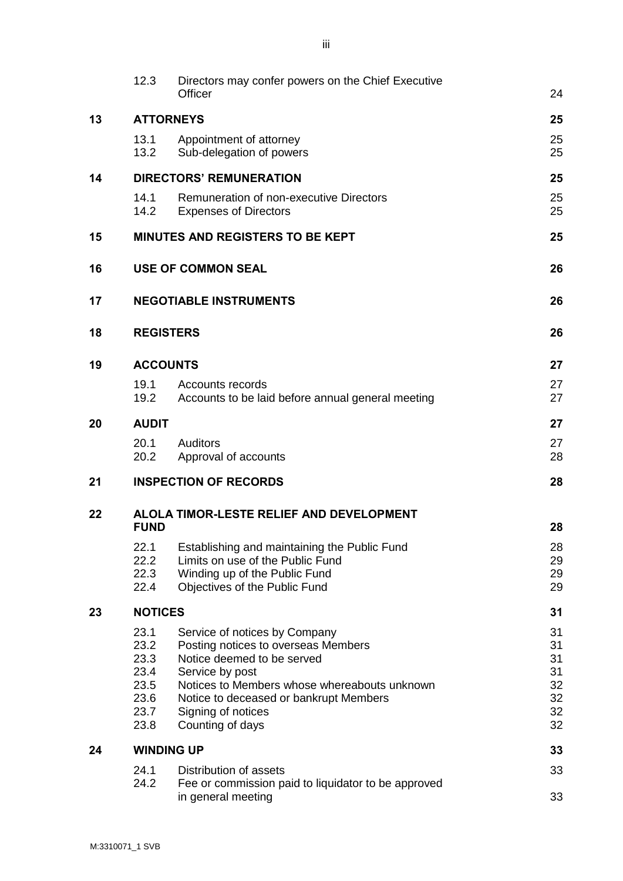| | | | |
|---|---|---|---|
| | 12.3 | Directors may confer powers on the Chief Executive Officer | 24 |
| **13** | **ATTORNEYS** | | **25** |
| | 13.1 | Appointment of attorney | 25 |
| | 13.2 | Sub-delegation of powers | 25 |
| **14** | **DIRECTORS' REMUNERATION** | | **25** |
| | 14.1 | Remuneration of non-executive Directors | 25 |
| | 14.2 | Expenses of Directors | 25 |
| **15** | **MINUTES AND REGISTERS TO BE KEPT** | | **25** |
| **16** | **USE OF COMMON SEAL** | | **26** |
| **17** | **NEGOTIABLE INSTRUMENTS** | | **26** |
| **18** | **REGISTERS** | | **26** |
| **19** | **ACCOUNTS** | | **27** |
| | 19.1 | Accounts records | 27 |
| | 19.2 | Accounts to be laid before annual general meeting | 27 |
| **20** | **AUDIT** | | **27** |
| | 20.1 | Auditors | 27 |
| | 20.2 | Approval of accounts | 28 |
| **21** | **INSPECTION OF RECORDS** | | **28** |
| **22** | **ALOLA TIMOR-LESTE RELIEF AND DEVELOPMENT FUND** | | **28** |
| | 22.1 | Establishing and maintaining the Public Fund | 28 |
| | 22.2 | Limits on use of the Public Fund | 29 |
| | 22.3 | Winding up of the Public Fund | 29 |
| | 22.4 | Objectives of the Public Fund | 29 |
| **23** | **NOTICES** | | **31** |
| | 23.1 | Service of notices by Company | 31 |
| | 23.2 | Posting notices to overseas Members | 31 |
| | 23.3 | Notice deemed to be served | 31 |
| | 23.4 | Service by post | 31 |
| | 23.5 | Notices to Members whose whereabouts unknown | 32 |
| | 23.6 | Notice to deceased or bankrupt Members | 32 |
| | 23.7 | Signing of notices | 32 |
| | 23.8 | Counting of days | 32 |
| **24** | **WINDING UP** | | **33** |
| | 24.1 | Distribution of assets | 33 |
| | 24.2 | Fee or commission paid to liquidator to be approved in general meeting | 33 |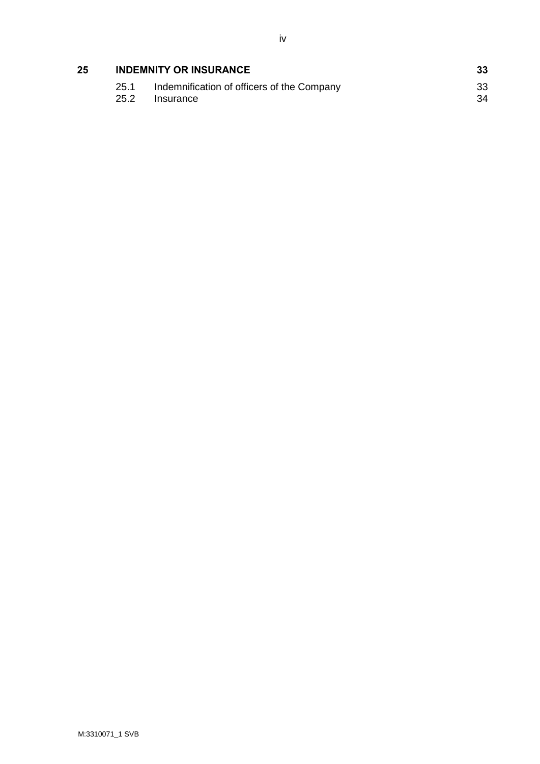| | | |
|---|---|---|
| **25** | **INDEMNITY OR INSURANCE** | **33** |
| 25.1 | Indemnification of officers of the Company | 33 |
| 25.2 | Insurance | 34 |

M:3310071_1 SVB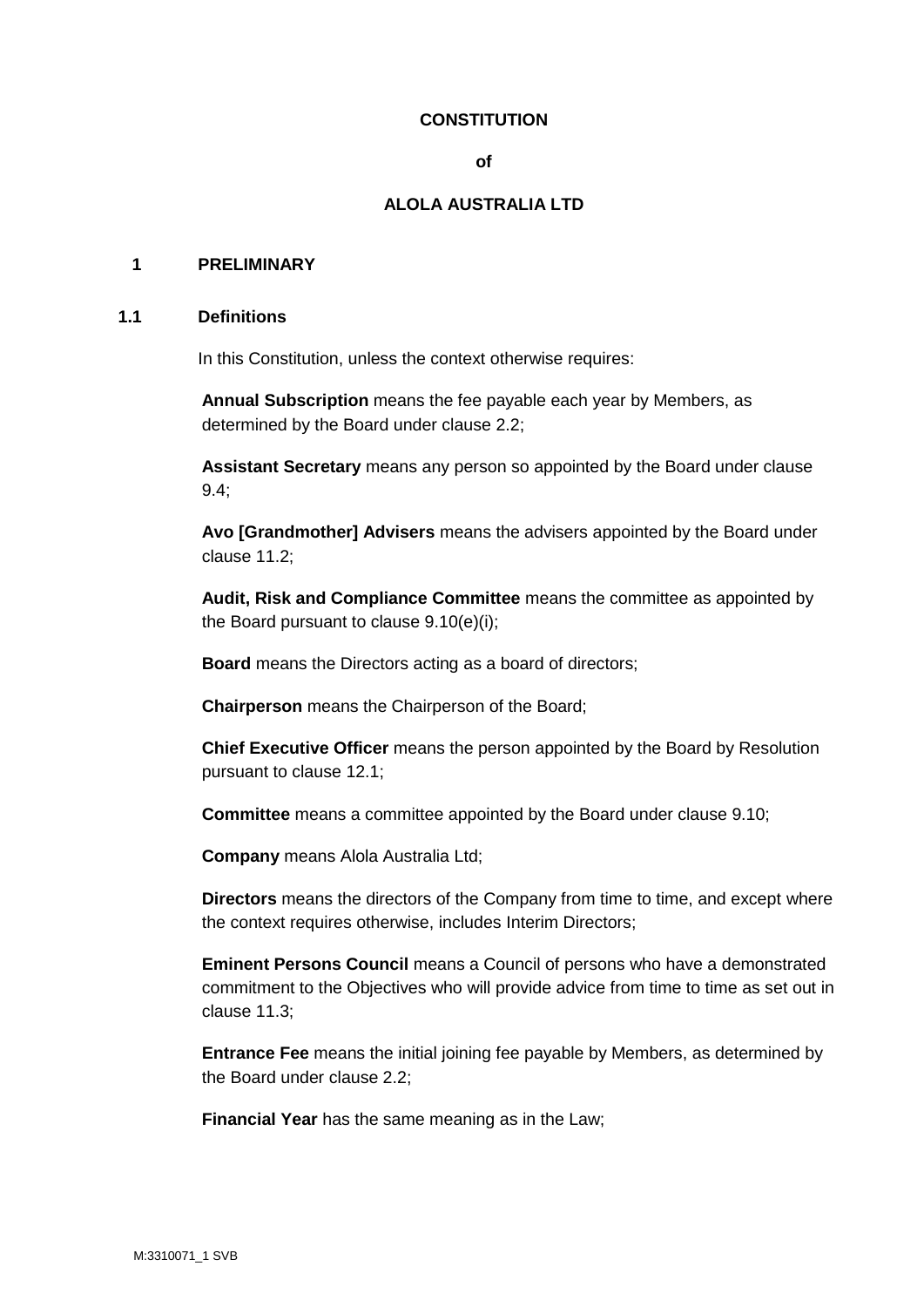**CONSTITUTION**

**of**

**ALOLA AUSTRALIA LTD**

# 1 PRELIMINARY

## 1.1 Definitions

In this Constitution, unless the context otherwise requires:

**Annual Subscription** means the fee payable each year by Members, as determined by the Board under clause 2.2;

**Assistant Secretary** means any person so appointed by the Board under clause 9.4;

**Avo [Grandmother] Advisers** means the advisers appointed by the Board under clause 11.2;

**Audit, Risk and Compliance Committee** means the committee as appointed by the Board pursuant to clause 9.10(e)(i);

**Board** means the Directors acting as a board of directors;

**Chairperson** means the Chairperson of the Board;

**Chief Executive Officer** means the person appointed by the Board by Resolution pursuant to clause 12.1;

**Committee** means a committee appointed by the Board under clause 9.10;

**Company** means Alola Australia Ltd;

**Directors** means the directors of the Company from time to time, and except where the context requires otherwise, includes Interim Directors;

**Eminent Persons Council** means a Council of persons who have a demonstrated commitment to the Objectives who will provide advice from time to time as set out in clause 11.3;

**Entrance Fee** means the initial joining fee payable by Members, as determined by the Board under clause 2.2;

**Financial Year** has the same meaning as in the Law;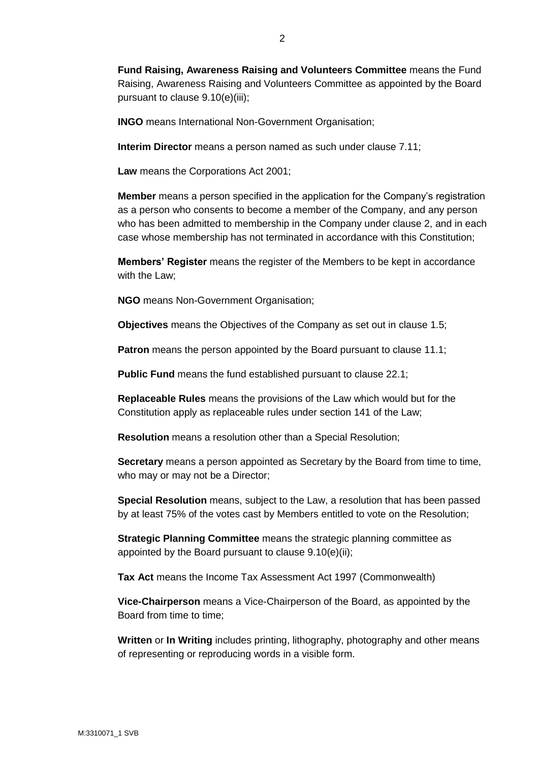**Fund Raising, Awareness Raising and Volunteers Committee** means the Fund Raising, Awareness Raising and Volunteers Committee as appointed by the Board pursuant to clause 9.10(e)(iii);

**INGO** means International Non-Government Organisation;

**Interim Director** means a person named as such under clause 7.11;

**Law** means the Corporations Act 2001;

**Member** means a person specified in the application for the Company's registration as a person who consents to become a member of the Company, and any person who has been admitted to membership in the Company under clause 2, and in each case whose membership has not terminated in accordance with this Constitution;

**Members' Register** means the register of the Members to be kept in accordance with the Law;

**NGO** means Non-Government Organisation;

**Objectives** means the Objectives of the Company as set out in clause 1.5;

**Patron** means the person appointed by the Board pursuant to clause 11.1;

**Public Fund** means the fund established pursuant to clause 22.1;

**Replaceable Rules** means the provisions of the Law which would but for the Constitution apply as replaceable rules under section 141 of the Law;

**Resolution** means a resolution other than a Special Resolution;

**Secretary** means a person appointed as Secretary by the Board from time to time, who may or may not be a Director;

**Special Resolution** means, subject to the Law, a resolution that has been passed by at least 75% of the votes cast by Members entitled to vote on the Resolution;

**Strategic Planning Committee** means the strategic planning committee as appointed by the Board pursuant to clause 9.10(e)(ii);

**Tax Act** means the Income Tax Assessment Act 1997 (Commonwealth)

**Vice-Chairperson** means a Vice-Chairperson of the Board, as appointed by the Board from time to time;

**Written** or **In Writing** includes printing, lithography, photography and other means of representing or reproducing words in a visible form.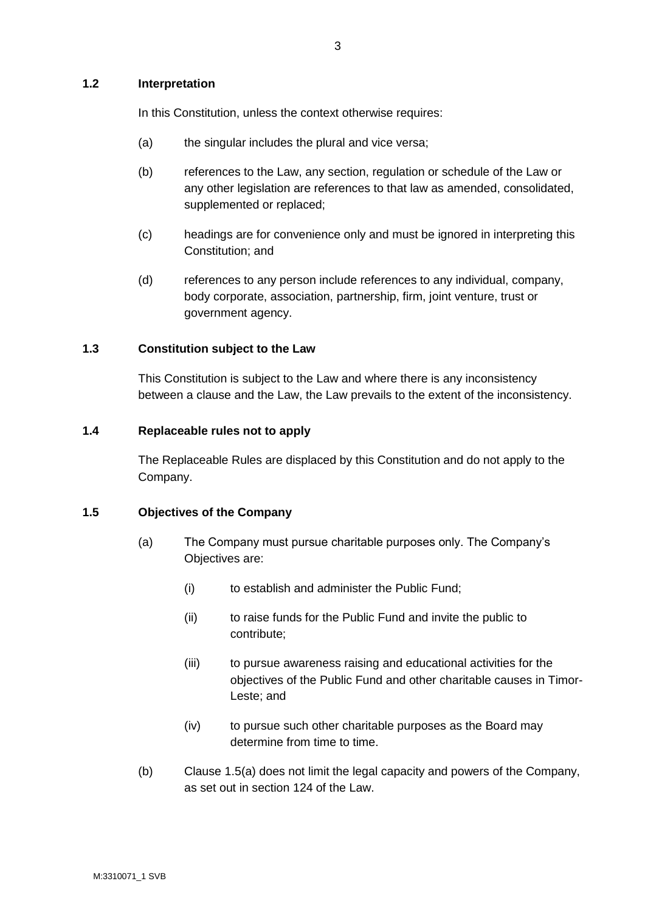### 1.2 Interpretation

In this Constitution, unless the context otherwise requires:

(a) the singular includes the plural and vice versa;

(b) references to the Law, any section, regulation or schedule of the Law or any other legislation are references to that law as amended, consolidated, supplemented or replaced;

(c) headings are for convenience only and must be ignored in interpreting this Constitution; and

(d) references to any person include references to any individual, company, body corporate, association, partnership, firm, joint venture, trust or government agency.

### 1.3 Constitution subject to the Law

This Constitution is subject to the Law and where there is any inconsistency between a clause and the Law, the Law prevails to the extent of the inconsistency.

### 1.4 Replaceable rules not to apply

The Replaceable Rules are displaced by this Constitution and do not apply to the Company.

### 1.5 Objectives of the Company

(a) The Company must pursue charitable purposes only. The Company's Objectives are:

(i) to establish and administer the Public Fund;

(ii) to raise funds for the Public Fund and invite the public to contribute;

(iii) to pursue awareness raising and educational activities for the objectives of the Public Fund and other charitable causes in Timor-Leste; and

(iv) to pursue such other charitable purposes as the Board may determine from time to time.

(b) Clause 1.5(a) does not limit the legal capacity and powers of the Company, as set out in section 124 of the Law.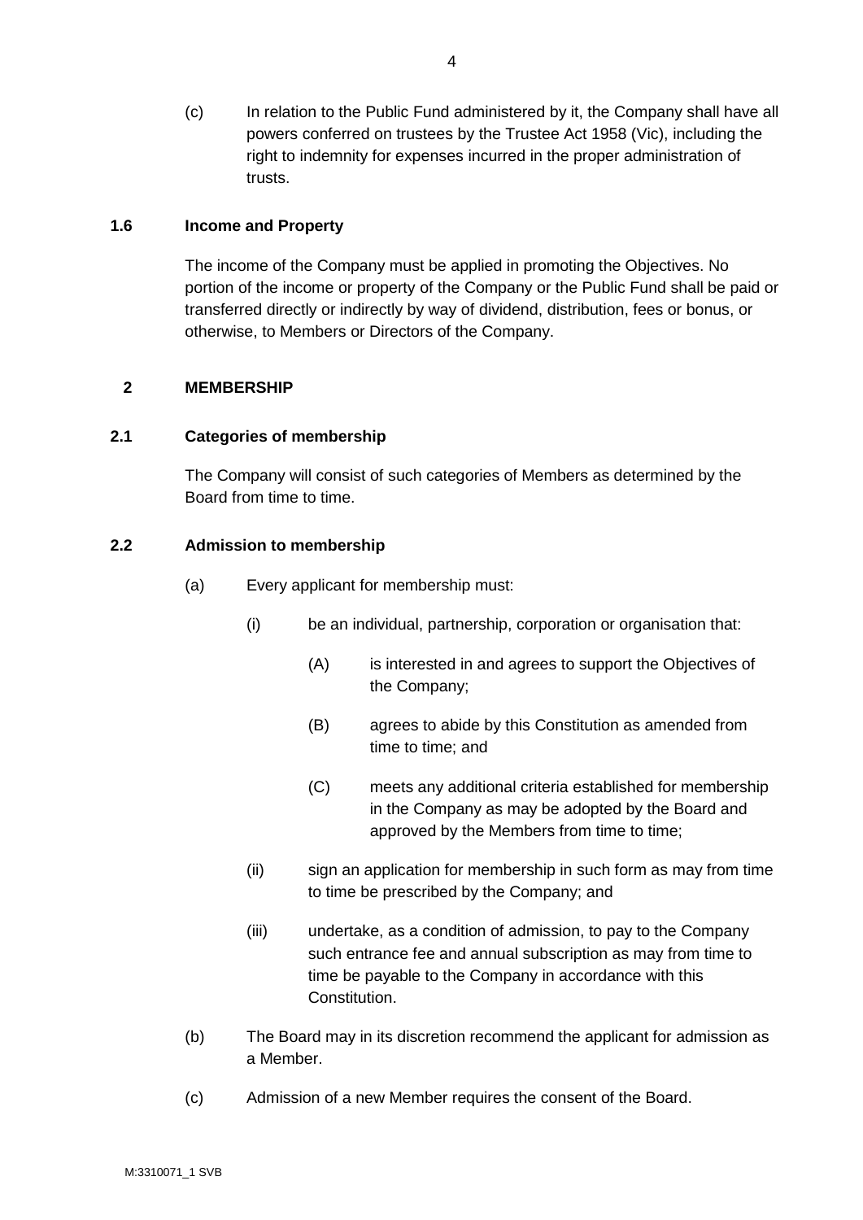(c) In relation to the Public Fund administered by it, the Company shall have all powers conferred on trustees by the Trustee Act 1958 (Vic), including the right to indemnity for expenses incurred in the proper administration of trusts.

### 1.6 Income and Property

The income of the Company must be applied in promoting the Objectives. No portion of the income or property of the Company or the Public Fund shall be paid or transferred directly or indirectly by way of dividend, distribution, fees or bonus, or otherwise, to Members or Directors of the Company.

## 2 MEMBERSHIP

### 2.1 Categories of membership

The Company will consist of such categories of Members as determined by the Board from time to time.

### 2.2 Admission to membership

(a) Every applicant for membership must:

(i) be an individual, partnership, corporation or organisation that:

(A) is interested in and agrees to support the Objectives of the Company;

(B) agrees to abide by this Constitution as amended from time to time; and

(C) meets any additional criteria established for membership in the Company as may be adopted by the Board and approved by the Members from time to time;

(ii) sign an application for membership in such form as may from time to time be prescribed by the Company; and

(iii) undertake, as a condition of admission, to pay to the Company such entrance fee and annual subscription as may from time to time be payable to the Company in accordance with this Constitution.

(b) The Board may in its discretion recommend the applicant for admission as a Member.

(c) Admission of a new Member requires the consent of the Board.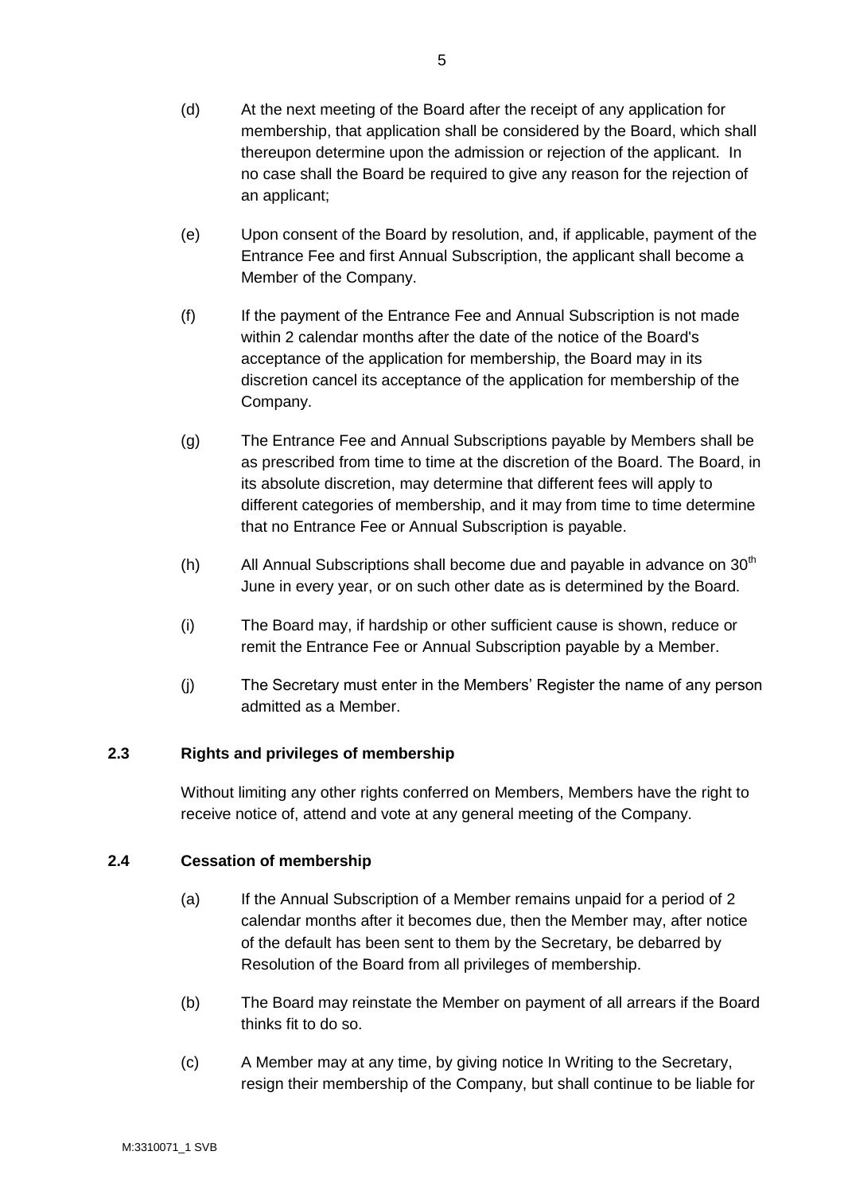(d) At the next meeting of the Board after the receipt of any application for membership, that application shall be considered by the Board, which shall thereupon determine upon the admission or rejection of the applicant. In no case shall the Board be required to give any reason for the rejection of an applicant;

(e) Upon consent of the Board by resolution, and, if applicable, payment of the Entrance Fee and first Annual Subscription, the applicant shall become a Member of the Company.

(f) If the payment of the Entrance Fee and Annual Subscription is not made within 2 calendar months after the date of the notice of the Board's acceptance of the application for membership, the Board may in its discretion cancel its acceptance of the application for membership of the Company.

(g) The Entrance Fee and Annual Subscriptions payable by Members shall be as prescribed from time to time at the discretion of the Board. The Board, in its absolute discretion, may determine that different fees will apply to different categories of membership, and it may from time to time determine that no Entrance Fee or Annual Subscription is payable.

(h) All Annual Subscriptions shall become due and payable in advance on 30th June in every year, or on such other date as is determined by the Board.

(i) The Board may, if hardship or other sufficient cause is shown, reduce or remit the Entrance Fee or Annual Subscription payable by a Member.

(j) The Secretary must enter in the Members' Register the name of any person admitted as a Member.

### 2.3 Rights and privileges of membership

Without limiting any other rights conferred on Members, Members have the right to receive notice of, attend and vote at any general meeting of the Company.

### 2.4 Cessation of membership

(a) If the Annual Subscription of a Member remains unpaid for a period of 2 calendar months after it becomes due, then the Member may, after notice of the default has been sent to them by the Secretary, be debarred by Resolution of the Board from all privileges of membership.

(b) The Board may reinstate the Member on payment of all arrears if the Board thinks fit to do so.

(c) A Member may at any time, by giving notice In Writing to the Secretary, resign their membership of the Company, but shall continue to be liable for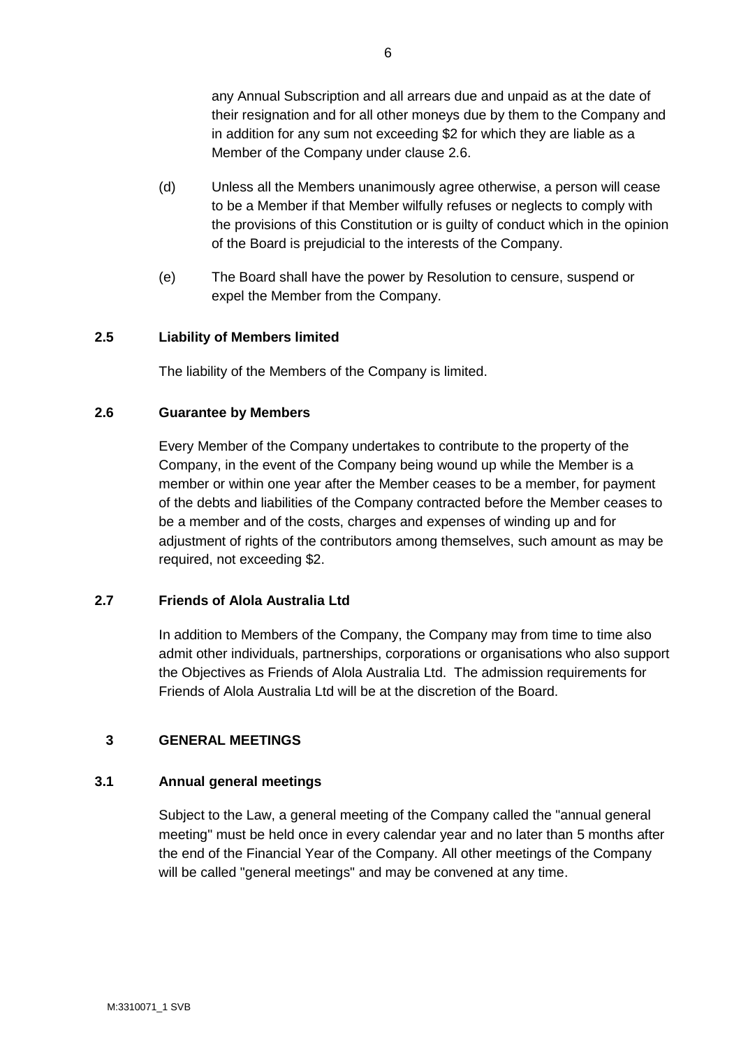any Annual Subscription and all arrears due and unpaid as at the date of their resignation and for all other moneys due by them to the Company and in addition for any sum not exceeding $2 for which they are liable as a Member of the Company under clause 2.6.

(d) Unless all the Members unanimously agree otherwise, a person will cease to be a Member if that Member wilfully refuses or neglects to comply with the provisions of this Constitution or is guilty of conduct which in the opinion of the Board is prejudicial to the interests of the Company.

(e) The Board shall have the power by Resolution to censure, suspend or expel the Member from the Company.

### 2.5 Liability of Members limited

The liability of the Members of the Company is limited.

### 2.6 Guarantee by Members

Every Member of the Company undertakes to contribute to the property of the Company, in the event of the Company being wound up while the Member is a member or within one year after the Member ceases to be a member, for payment of the debts and liabilities of the Company contracted before the Member ceases to be a member and of the costs, charges and expenses of winding up and for adjustment of rights of the contributors among themselves, such amount as may be required, not exceeding $2.

### 2.7 Friends of Alola Australia Ltd

In addition to Members of the Company, the Company may from time to time also admit other individuals, partnerships, corporations or organisations who also support the Objectives as Friends of Alola Australia Ltd. The admission requirements for Friends of Alola Australia Ltd will be at the discretion of the Board.

## 3 GENERAL MEETINGS

### 3.1 Annual general meetings

Subject to the Law, a general meeting of the Company called the "annual general meeting" must be held once in every calendar year and no later than 5 months after the end of the Financial Year of the Company. All other meetings of the Company will be called "general meetings" and may be convened at any time.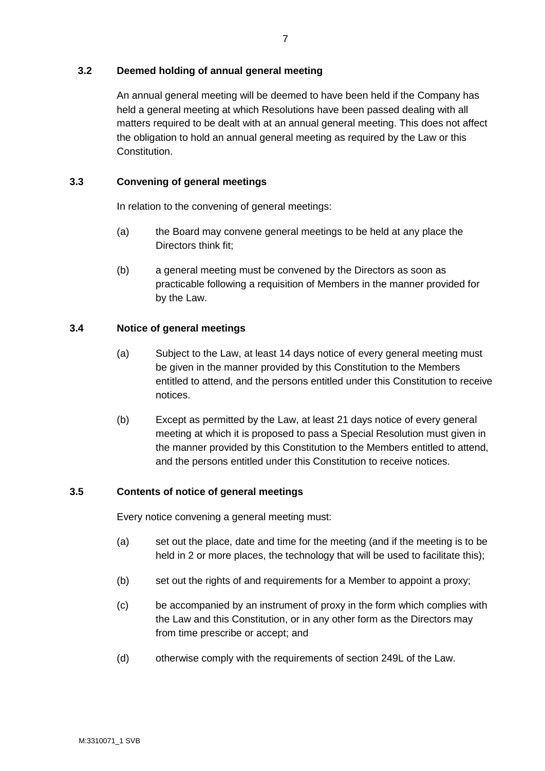### 3.2 Deemed holding of annual general meeting

An annual general meeting will be deemed to have been held if the Company has held a general meeting at which Resolutions have been passed dealing with all matters required to be dealt with at an annual general meeting. This does not affect the obligation to hold an annual general meeting as required by the Law or this Constitution.

### 3.3 Convening of general meetings

In relation to the convening of general meetings:

(a) the Board may convene general meetings to be held at any place the Directors think fit;

(b) a general meeting must be convened by the Directors as soon as practicable following a requisition of Members in the manner provided for by the Law.

### 3.4 Notice of general meetings

(a) Subject to the Law, at least 14 days notice of every general meeting must be given in the manner provided by this Constitution to the Members entitled to attend, and the persons entitled under this Constitution to receive notices.

(b) Except as permitted by the Law, at least 21 days notice of every general meeting at which it is proposed to pass a Special Resolution must given in the manner provided by this Constitution to the Members entitled to attend, and the persons entitled under this Constitution to receive notices.

### 3.5 Contents of notice of general meetings

Every notice convening a general meeting must:

(a) set out the place, date and time for the meeting (and if the meeting is to be held in 2 or more places, the technology that will be used to facilitate this);

(b) set out the rights of and requirements for a Member to appoint a proxy;

(c) be accompanied by an instrument of proxy in the form which complies with the Law and this Constitution, or in any other form as the Directors may from time prescribe or accept; and

(d) otherwise comply with the requirements of section 249L of the Law.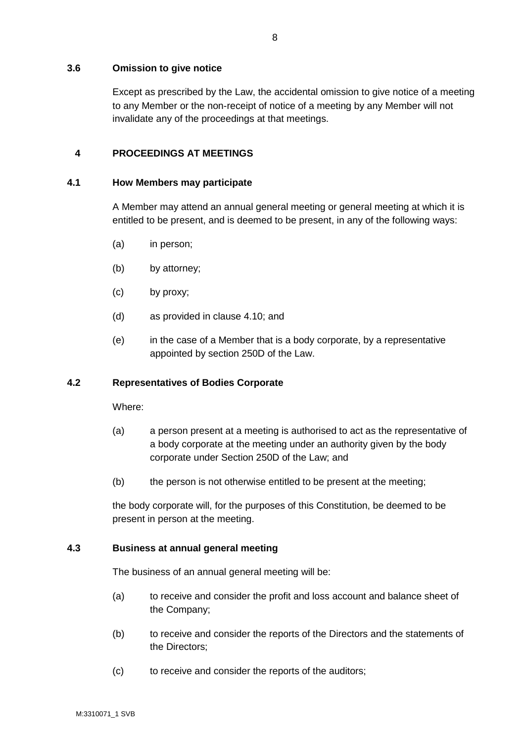### 3.6 Omission to give notice

Except as prescribed by the Law, the accidental omission to give notice of a meeting to any Member or the non-receipt of notice of a meeting by any Member will not invalidate any of the proceedings at that meetings.

## 4 PROCEEDINGS AT MEETINGS

### 4.1 How Members may participate

A Member may attend an annual general meeting or general meeting at which it is entitled to be present, and is deemed to be present, in any of the following ways:

(a) in person;

(b) by attorney;

(c) by proxy;

(d) as provided in clause 4.10; and

(e) in the case of a Member that is a body corporate, by a representative appointed by section 250D of the Law.

### 4.2 Representatives of Bodies Corporate

Where:

(a) a person present at a meeting is authorised to act as the representative of a body corporate at the meeting under an authority given by the body corporate under Section 250D of the Law; and

(b) the person is not otherwise entitled to be present at the meeting;

the body corporate will, for the purposes of this Constitution, be deemed to be present in person at the meeting.

### 4.3 Business at annual general meeting

The business of an annual general meeting will be:

(a) to receive and consider the profit and loss account and balance sheet of the Company;

(b) to receive and consider the reports of the Directors and the statements of the Directors;

(c) to receive and consider the reports of the auditors;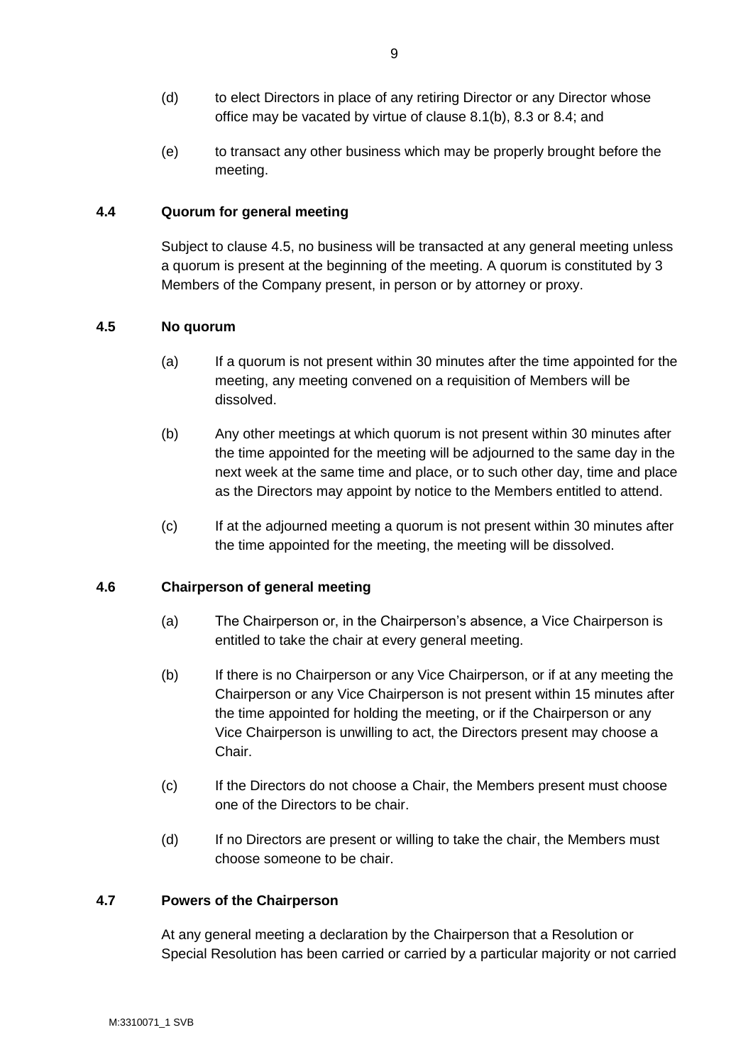(d) to elect Directors in place of any retiring Director or any Director whose office may be vacated by virtue of clause 8.1(b), 8.3 or 8.4; and

(e) to transact any other business which may be properly brought before the meeting.

### 4.4 Quorum for general meeting

Subject to clause 4.5, no business will be transacted at any general meeting unless a quorum is present at the beginning of the meeting. A quorum is constituted by 3 Members of the Company present, in person or by attorney or proxy.

### 4.5 No quorum

(a) If a quorum is not present within 30 minutes after the time appointed for the meeting, any meeting convened on a requisition of Members will be dissolved.

(b) Any other meetings at which quorum is not present within 30 minutes after the time appointed for the meeting will be adjourned to the same day in the next week at the same time and place, or to such other day, time and place as the Directors may appoint by notice to the Members entitled to attend.

(c) If at the adjourned meeting a quorum is not present within 30 minutes after the time appointed for the meeting, the meeting will be dissolved.

### 4.6 Chairperson of general meeting

(a) The Chairperson or, in the Chairperson's absence, a Vice Chairperson is entitled to take the chair at every general meeting.

(b) If there is no Chairperson or any Vice Chairperson, or if at any meeting the Chairperson or any Vice Chairperson is not present within 15 minutes after the time appointed for holding the meeting, or if the Chairperson or any Vice Chairperson is unwilling to act, the Directors present may choose a Chair.

(c) If the Directors do not choose a Chair, the Members present must choose one of the Directors to be chair.

(d) If no Directors are present or willing to take the chair, the Members must choose someone to be chair.

### 4.7 Powers of the Chairperson

At any general meeting a declaration by the Chairperson that a Resolution or Special Resolution has been carried or carried by a particular majority or not carried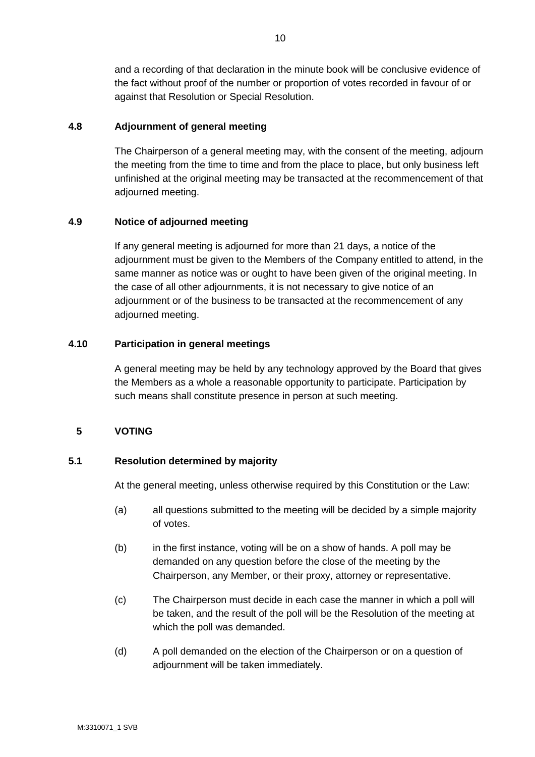and a recording of that declaration in the minute book will be conclusive evidence of the fact without proof of the number or proportion of votes recorded in favour of or against that Resolution or Special Resolution.

### 4.8 Adjournment of general meeting

The Chairperson of a general meeting may, with the consent of the meeting, adjourn the meeting from the time to time and from the place to place, but only business left unfinished at the original meeting may be transacted at the recommencement of that adjourned meeting.

### 4.9 Notice of adjourned meeting

If any general meeting is adjourned for more than 21 days, a notice of the adjournment must be given to the Members of the Company entitled to attend, in the same manner as notice was or ought to have been given of the original meeting. In the case of all other adjournments, it is not necessary to give notice of an adjournment or of the business to be transacted at the recommencement of any adjourned meeting.

### 4.10 Participation in general meetings

A general meeting may be held by any technology approved by the Board that gives the Members as a whole a reasonable opportunity to participate. Participation by such means shall constitute presence in person at such meeting.

## 5 VOTING

### 5.1 Resolution determined by majority

At the general meeting, unless otherwise required by this Constitution or the Law:

(a) all questions submitted to the meeting will be decided by a simple majority of votes.

(b) in the first instance, voting will be on a show of hands. A poll may be demanded on any question before the close of the meeting by the Chairperson, any Member, or their proxy, attorney or representative.

(c) The Chairperson must decide in each case the manner in which a poll will be taken, and the result of the poll will be the Resolution of the meeting at which the poll was demanded.

(d) A poll demanded on the election of the Chairperson or on a question of adjournment will be taken immediately.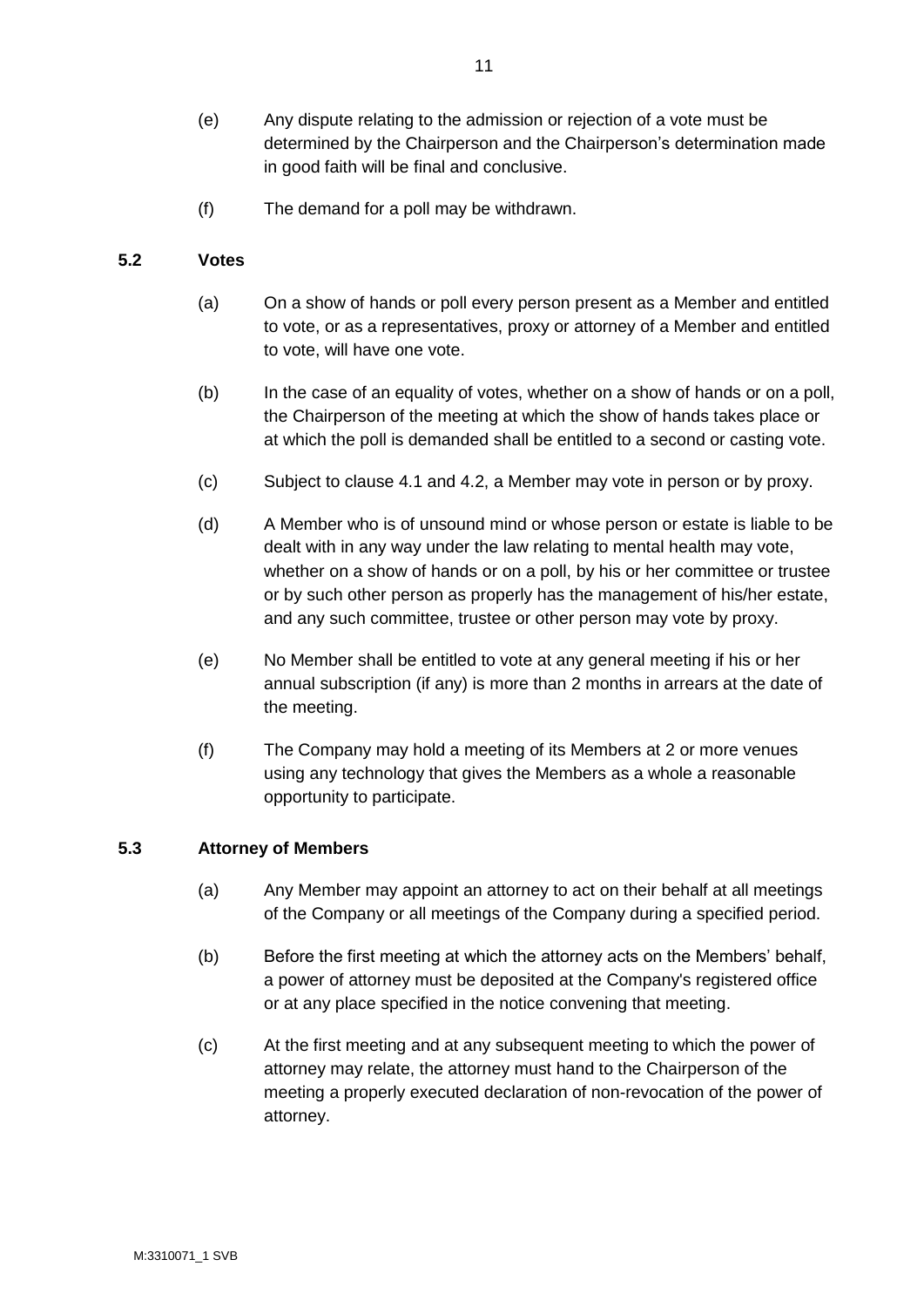(e) Any dispute relating to the admission or rejection of a vote must be determined by the Chairperson and the Chairperson's determination made in good faith will be final and conclusive.

(f) The demand for a poll may be withdrawn.

### 5.2 Votes

(a) On a show of hands or poll every person present as a Member and entitled to vote, or as a representatives, proxy or attorney of a Member and entitled to vote, will have one vote.

(b) In the case of an equality of votes, whether on a show of hands or on a poll, the Chairperson of the meeting at which the show of hands takes place or at which the poll is demanded shall be entitled to a second or casting vote.

(c) Subject to clause 4.1 and 4.2, a Member may vote in person or by proxy.

(d) A Member who is of unsound mind or whose person or estate is liable to be dealt with in any way under the law relating to mental health may vote, whether on a show of hands or on a poll, by his or her committee or trustee or by such other person as properly has the management of his/her estate, and any such committee, trustee or other person may vote by proxy.

(e) No Member shall be entitled to vote at any general meeting if his or her annual subscription (if any) is more than 2 months in arrears at the date of the meeting.

(f) The Company may hold a meeting of its Members at 2 or more venues using any technology that gives the Members as a whole a reasonable opportunity to participate.

### 5.3 Attorney of Members

(a) Any Member may appoint an attorney to act on their behalf at all meetings of the Company or all meetings of the Company during a specified period.

(b) Before the first meeting at which the attorney acts on the Members' behalf, a power of attorney must be deposited at the Company's registered office or at any place specified in the notice convening that meeting.

(c) At the first meeting and at any subsequent meeting to which the power of attorney may relate, the attorney must hand to the Chairperson of the meeting a properly executed declaration of non-revocation of the power of attorney.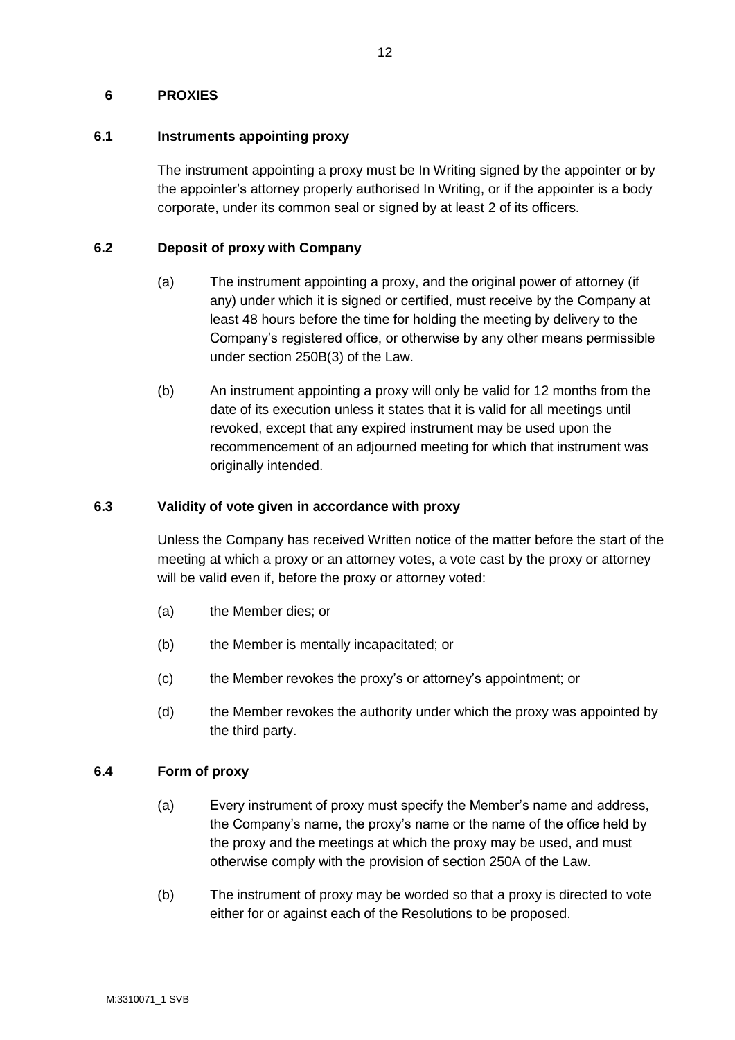## 6 PROXIES

### 6.1 Instruments appointing proxy

The instrument appointing a proxy must be In Writing signed by the appointer or by the appointer's attorney properly authorised In Writing, or if the appointer is a body corporate, under its common seal or signed by at least 2 of its officers.

### 6.2 Deposit of proxy with Company

(a) The instrument appointing a proxy, and the original power of attorney (if any) under which it is signed or certified, must receive by the Company at least 48 hours before the time for holding the meeting by delivery to the Company's registered office, or otherwise by any other means permissible under section 250B(3) of the Law.

(b) An instrument appointing a proxy will only be valid for 12 months from the date of its execution unless it states that it is valid for all meetings until revoked, except that any expired instrument may be used upon the recommencement of an adjourned meeting for which that instrument was originally intended.

### 6.3 Validity of vote given in accordance with proxy

Unless the Company has received Written notice of the matter before the start of the meeting at which a proxy or an attorney votes, a vote cast by the proxy or attorney will be valid even if, before the proxy or attorney voted:

(a) the Member dies; or

(b) the Member is mentally incapacitated; or

(c) the Member revokes the proxy's or attorney's appointment; or

(d) the Member revokes the authority under which the proxy was appointed by the third party.

### 6.4 Form of proxy

(a) Every instrument of proxy must specify the Member's name and address, the Company's name, the proxy's name or the name of the office held by the proxy and the meetings at which the proxy may be used, and must otherwise comply with the provision of section 250A of the Law.

(b) The instrument of proxy may be worded so that a proxy is directed to vote either for or against each of the Resolutions to be proposed.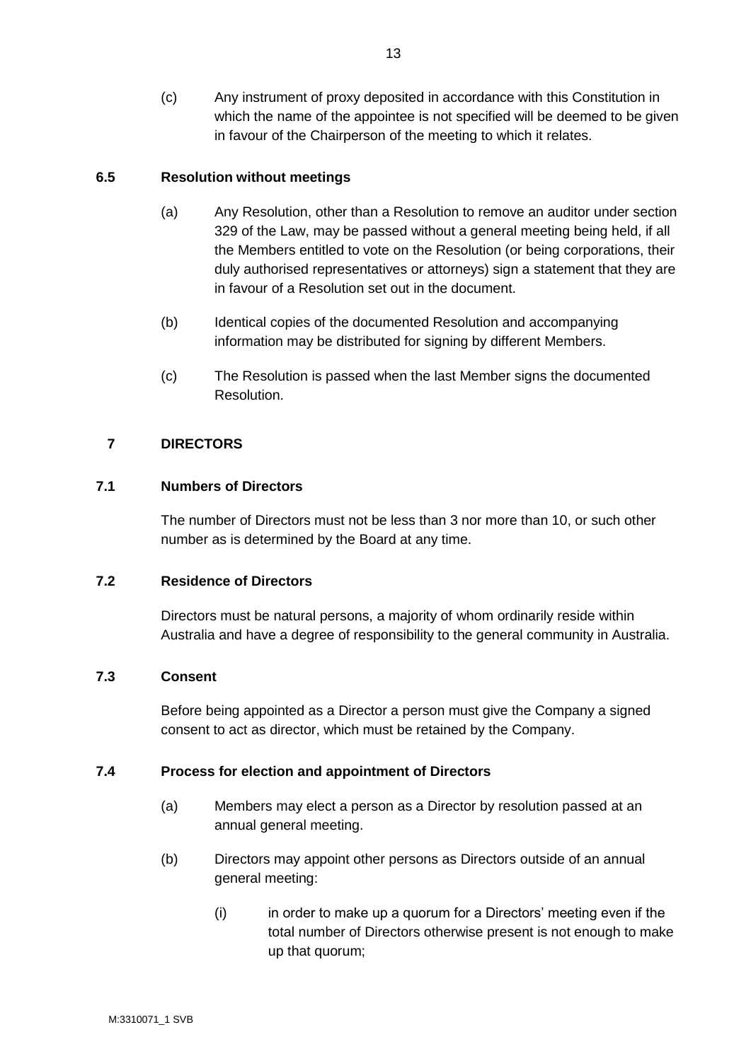(c) Any instrument of proxy deposited in accordance with this Constitution in which the name of the appointee is not specified will be deemed to be given in favour of the Chairperson of the meeting to which it relates.

### 6.5 Resolution without meetings

(a) Any Resolution, other than a Resolution to remove an auditor under section 329 of the Law, may be passed without a general meeting being held, if all the Members entitled to vote on the Resolution (or being corporations, their duly authorised representatives or attorneys) sign a statement that they are in favour of a Resolution set out in the document.

(b) Identical copies of the documented Resolution and accompanying information may be distributed for signing by different Members.

(c) The Resolution is passed when the last Member signs the documented Resolution.

## 7 DIRECTORS

### 7.1 Numbers of Directors

The number of Directors must not be less than 3 nor more than 10, or such other number as is determined by the Board at any time.

### 7.2 Residence of Directors

Directors must be natural persons, a majority of whom ordinarily reside within Australia and have a degree of responsibility to the general community in Australia.

### 7.3 Consent

Before being appointed as a Director a person must give the Company a signed consent to act as director, which must be retained by the Company.

### 7.4 Process for election and appointment of Directors

(a) Members may elect a person as a Director by resolution passed at an annual general meeting.

(b) Directors may appoint other persons as Directors outside of an annual general meeting:

(i) in order to make up a quorum for a Directors' meeting even if the total number of Directors otherwise present is not enough to make up that quorum;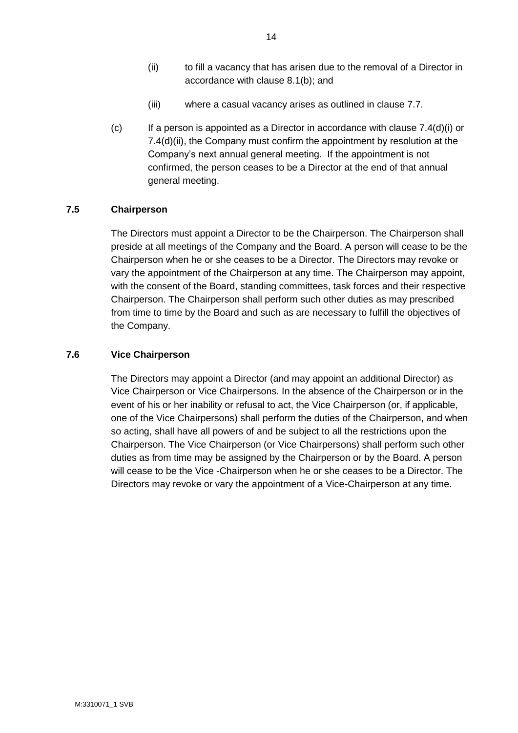(ii) to fill a vacancy that has arisen due to the removal of a Director in accordance with clause 8.1(b); and

(iii) where a casual vacancy arises as outlined in clause 7.7.

(c) If a person is appointed as a Director in accordance with clause 7.4(d)(i) or 7.4(d)(ii), the Company must confirm the appointment by resolution at the Company's next annual general meeting. If the appointment is not confirmed, the person ceases to be a Director at the end of that annual general meeting.

### 7.5 Chairperson

The Directors must appoint a Director to be the Chairperson. The Chairperson shall preside at all meetings of the Company and the Board. A person will cease to be the Chairperson when he or she ceases to be a Director. The Directors may revoke or vary the appointment of the Chairperson at any time. The Chairperson may appoint, with the consent of the Board, standing committees, task forces and their respective Chairperson. The Chairperson shall perform such other duties as may prescribed from time to time by the Board and such as are necessary to fulfill the objectives of the Company.

### 7.6 Vice Chairperson

The Directors may appoint a Director (and may appoint an additional Director) as Vice Chairperson or Vice Chairpersons. In the absence of the Chairperson or in the event of his or her inability or refusal to act, the Vice Chairperson (or, if applicable, one of the Vice Chairpersons) shall perform the duties of the Chairperson, and when so acting, shall have all powers of and be subject to all the restrictions upon the Chairperson. The Vice Chairperson (or Vice Chairpersons) shall perform such other duties as from time may be assigned by the Chairperson or by the Board. A person will cease to be the Vice -Chairperson when he or she ceases to be a Director. The Directors may revoke or vary the appointment of a Vice-Chairperson at any time.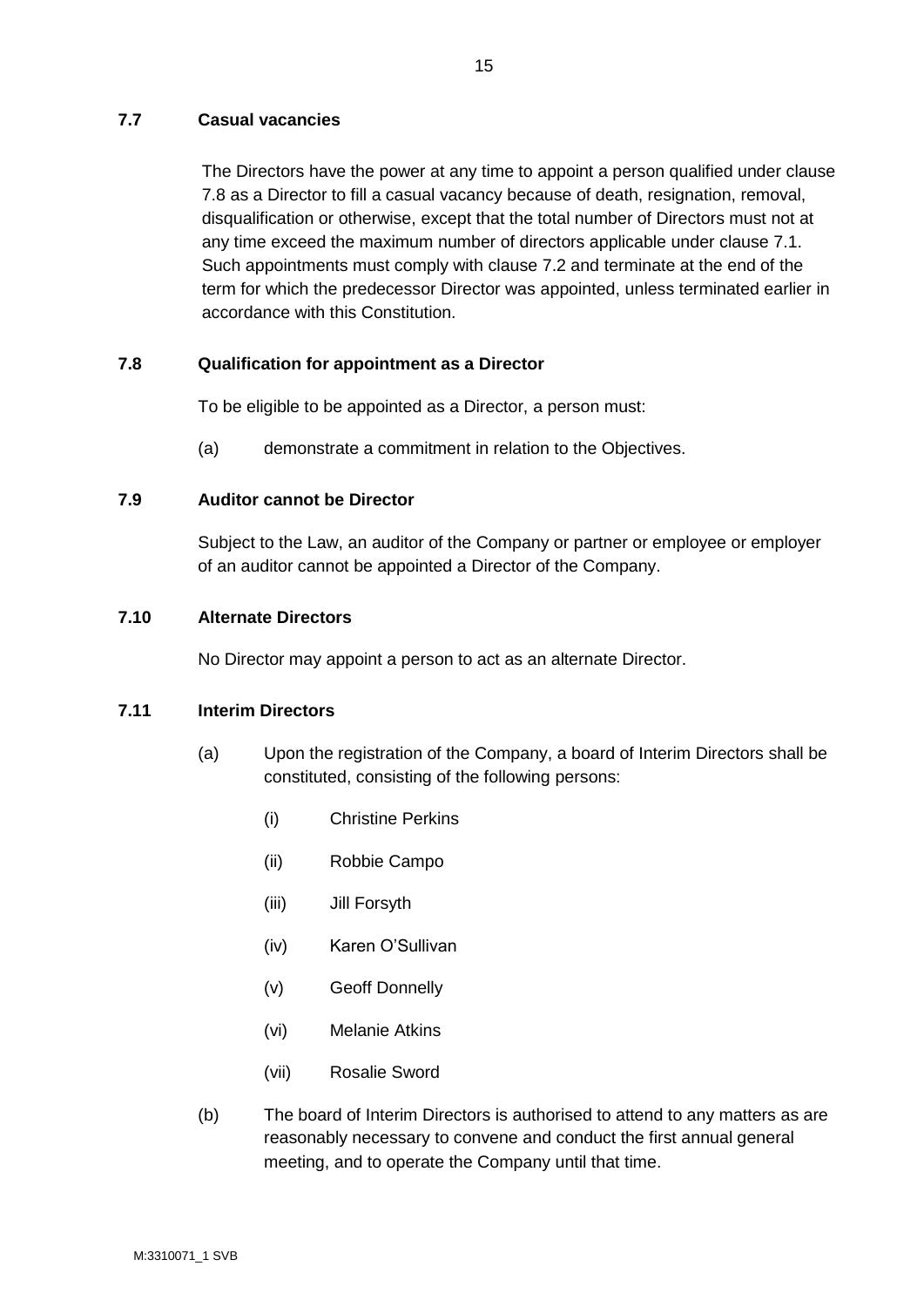### 7.7 Casual vacancies

The Directors have the power at any time to appoint a person qualified under clause 7.8 as a Director to fill a casual vacancy because of death, resignation, removal, disqualification or otherwise, except that the total number of Directors must not at any time exceed the maximum number of directors applicable under clause 7.1. Such appointments must comply with clause 7.2 and terminate at the end of the term for which the predecessor Director was appointed, unless terminated earlier in accordance with this Constitution.

### 7.8 Qualification for appointment as a Director

To be eligible to be appointed as a Director, a person must:

(a) demonstrate a commitment in relation to the Objectives.

### 7.9 Auditor cannot be Director

Subject to the Law, an auditor of the Company or partner or employee or employer of an auditor cannot be appointed a Director of the Company.

### 7.10 Alternate Directors

No Director may appoint a person to act as an alternate Director.

### 7.11 Interim Directors

(a) Upon the registration of the Company, a board of Interim Directors shall be constituted, consisting of the following persons:

  (i) Christine Perkins

  (ii) Robbie Campo

  (iii) Jill Forsyth

  (iv) Karen O'Sullivan

  (v) Geoff Donnelly

  (vi) Melanie Atkins

  (vii) Rosalie Sword

(b) The board of Interim Directors is authorised to attend to any matters as are reasonably necessary to convene and conduct the first annual general meeting, and to operate the Company until that time.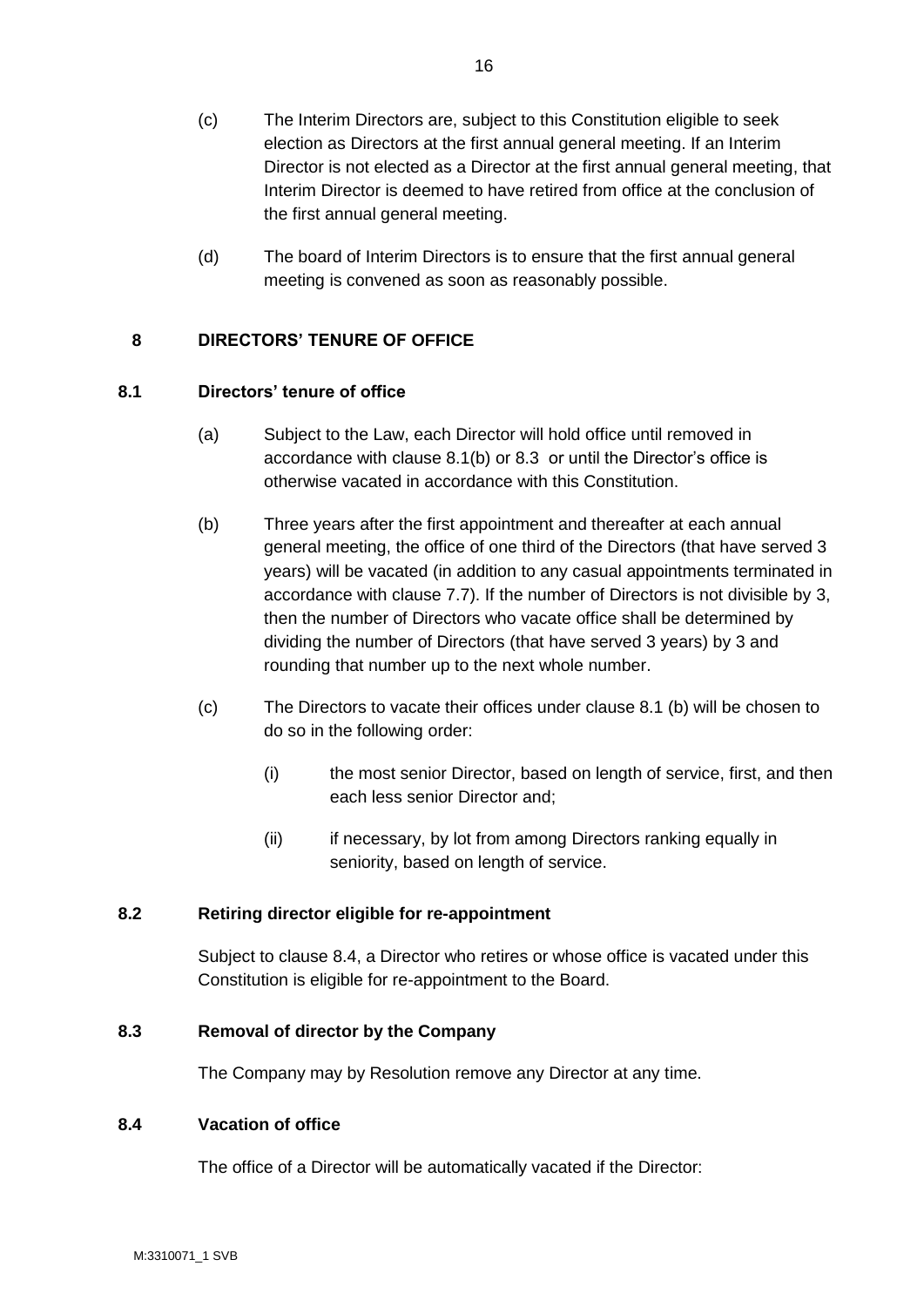(c) The Interim Directors are, subject to this Constitution eligible to seek election as Directors at the first annual general meeting. If an Interim Director is not elected as a Director at the first annual general meeting, that Interim Director is deemed to have retired from office at the conclusion of the first annual general meeting.

(d) The board of Interim Directors is to ensure that the first annual general meeting is convened as soon as reasonably possible.

## 8 DIRECTORS' TENURE OF OFFICE

### 8.1 Directors' tenure of office

(a) Subject to the Law, each Director will hold office until removed in accordance with clause 8.1(b) or 8.3 or until the Director's office is otherwise vacated in accordance with this Constitution.

(b) Three years after the first appointment and thereafter at each annual general meeting, the office of one third of the Directors (that have served 3 years) will be vacated (in addition to any casual appointments terminated in accordance with clause 7.7). If the number of Directors is not divisible by 3, then the number of Directors who vacate office shall be determined by dividing the number of Directors (that have served 3 years) by 3 and rounding that number up to the next whole number.

(c) The Directors to vacate their offices under clause 8.1 (b) will be chosen to do so in the following order:

(i) the most senior Director, based on length of service, first, and then each less senior Director and;

(ii) if necessary, by lot from among Directors ranking equally in seniority, based on length of service.

### 8.2 Retiring director eligible for re-appointment

Subject to clause 8.4, a Director who retires or whose office is vacated under this Constitution is eligible for re-appointment to the Board.

### 8.3 Removal of director by the Company

The Company may by Resolution remove any Director at any time.

### 8.4 Vacation of office

The office of a Director will be automatically vacated if the Director: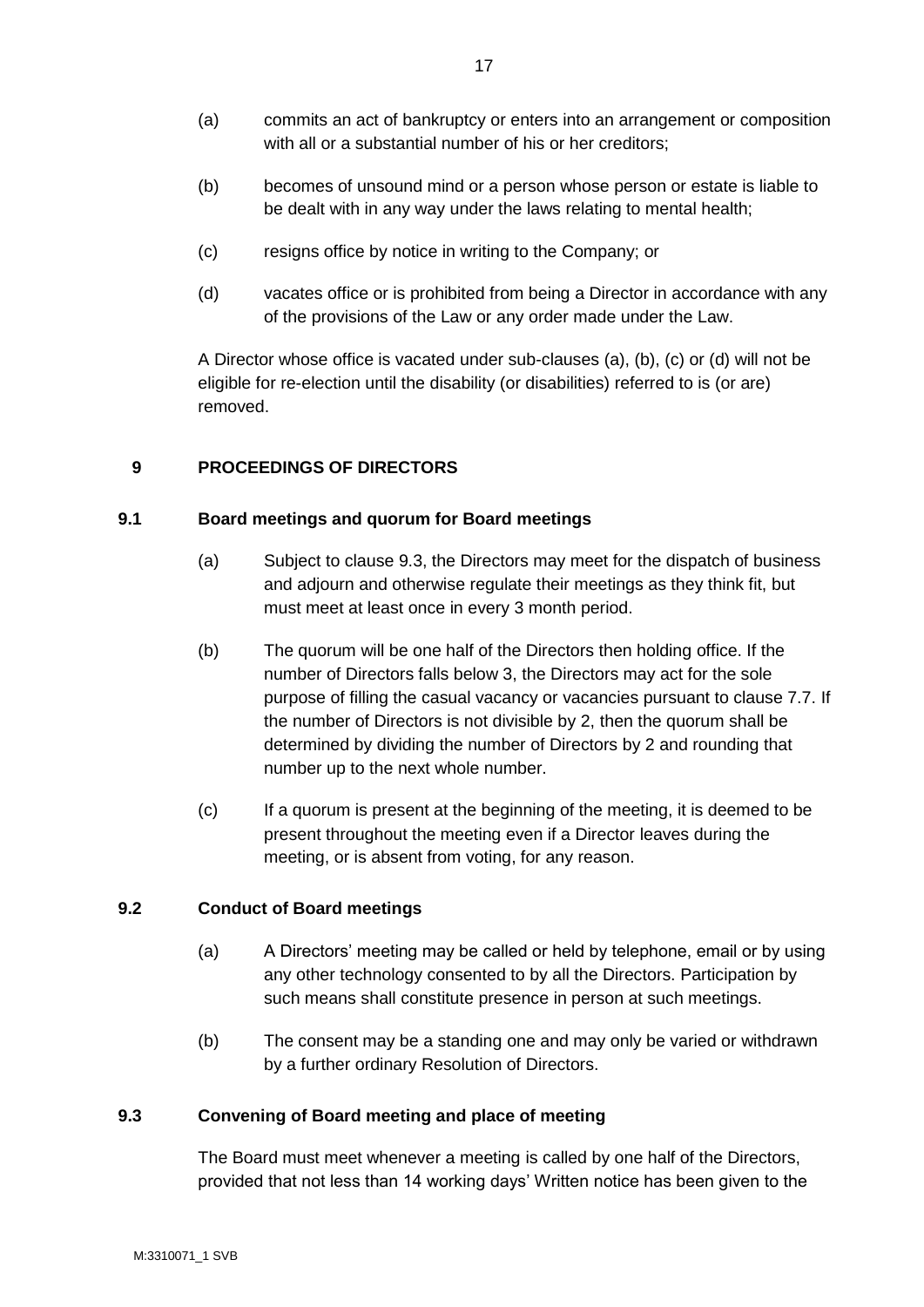(a) commits an act of bankruptcy or enters into an arrangement or composition with all or a substantial number of his or her creditors;

(b) becomes of unsound mind or a person whose person or estate is liable to be dealt with in any way under the laws relating to mental health;

(c) resigns office by notice in writing to the Company; or

(d) vacates office or is prohibited from being a Director in accordance with any of the provisions of the Law or any order made under the Law.

A Director whose office is vacated under sub-clauses (a), (b), (c) or (d) will not be eligible for re-election until the disability (or disabilities) referred to is (or are) removed.

## 9 PROCEEDINGS OF DIRECTORS

### 9.1 Board meetings and quorum for Board meetings

(a) Subject to clause 9.3, the Directors may meet for the dispatch of business and adjourn and otherwise regulate their meetings as they think fit, but must meet at least once in every 3 month period.

(b) The quorum will be one half of the Directors then holding office. If the number of Directors falls below 3, the Directors may act for the sole purpose of filling the casual vacancy or vacancies pursuant to clause 7.7. If the number of Directors is not divisible by 2, then the quorum shall be determined by dividing the number of Directors by 2 and rounding that number up to the next whole number.

(c) If a quorum is present at the beginning of the meeting, it is deemed to be present throughout the meeting even if a Director leaves during the meeting, or is absent from voting, for any reason.

### 9.2 Conduct of Board meetings

(a) A Directors' meeting may be called or held by telephone, email or by using any other technology consented to by all the Directors. Participation by such means shall constitute presence in person at such meetings.

(b) The consent may be a standing one and may only be varied or withdrawn by a further ordinary Resolution of Directors.

### 9.3 Convening of Board meeting and place of meeting

The Board must meet whenever a meeting is called by one half of the Directors, provided that not less than 14 working days' Written notice has been given to the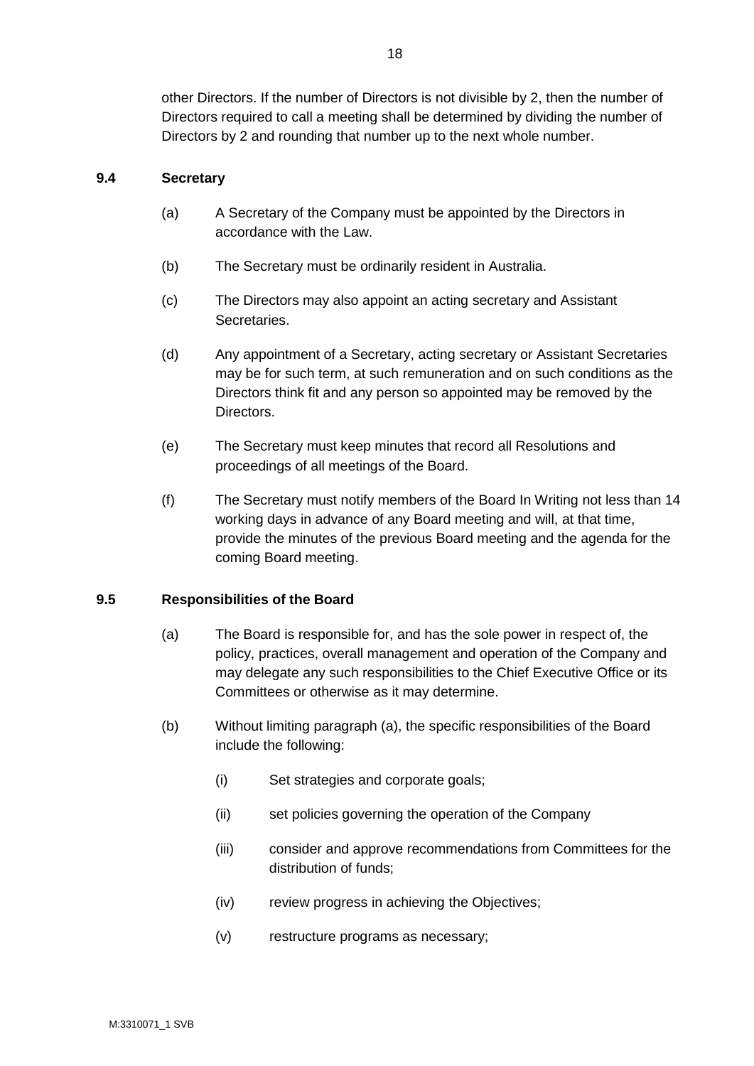other Directors. If the number of Directors is not divisible by 2, then the number of Directors required to call a meeting shall be determined by dividing the number of Directors by 2 and rounding that number up to the next whole number.

### 9.4 Secretary

(a) A Secretary of the Company must be appointed by the Directors in accordance with the Law.

(b) The Secretary must be ordinarily resident in Australia.

(c) The Directors may also appoint an acting secretary and Assistant Secretaries.

(d) Any appointment of a Secretary, acting secretary or Assistant Secretaries may be for such term, at such remuneration and on such conditions as the Directors think fit and any person so appointed may be removed by the Directors.

(e) The Secretary must keep minutes that record all Resolutions and proceedings of all meetings of the Board.

(f) The Secretary must notify members of the Board In Writing not less than 14 working days in advance of any Board meeting and will, at that time, provide the minutes of the previous Board meeting and the agenda for the coming Board meeting.

### 9.5 Responsibilities of the Board

(a) The Board is responsible for, and has the sole power in respect of, the policy, practices, overall management and operation of the Company and may delegate any such responsibilities to the Chief Executive Office or its Committees or otherwise as it may determine.

(b) Without limiting paragraph (a), the specific responsibilities of the Board include the following:

  (i) Set strategies and corporate goals;

  (ii) set policies governing the operation of the Company

  (iii) consider and approve recommendations from Committees for the distribution of funds;

  (iv) review progress in achieving the Objectives;

  (v) restructure programs as necessary;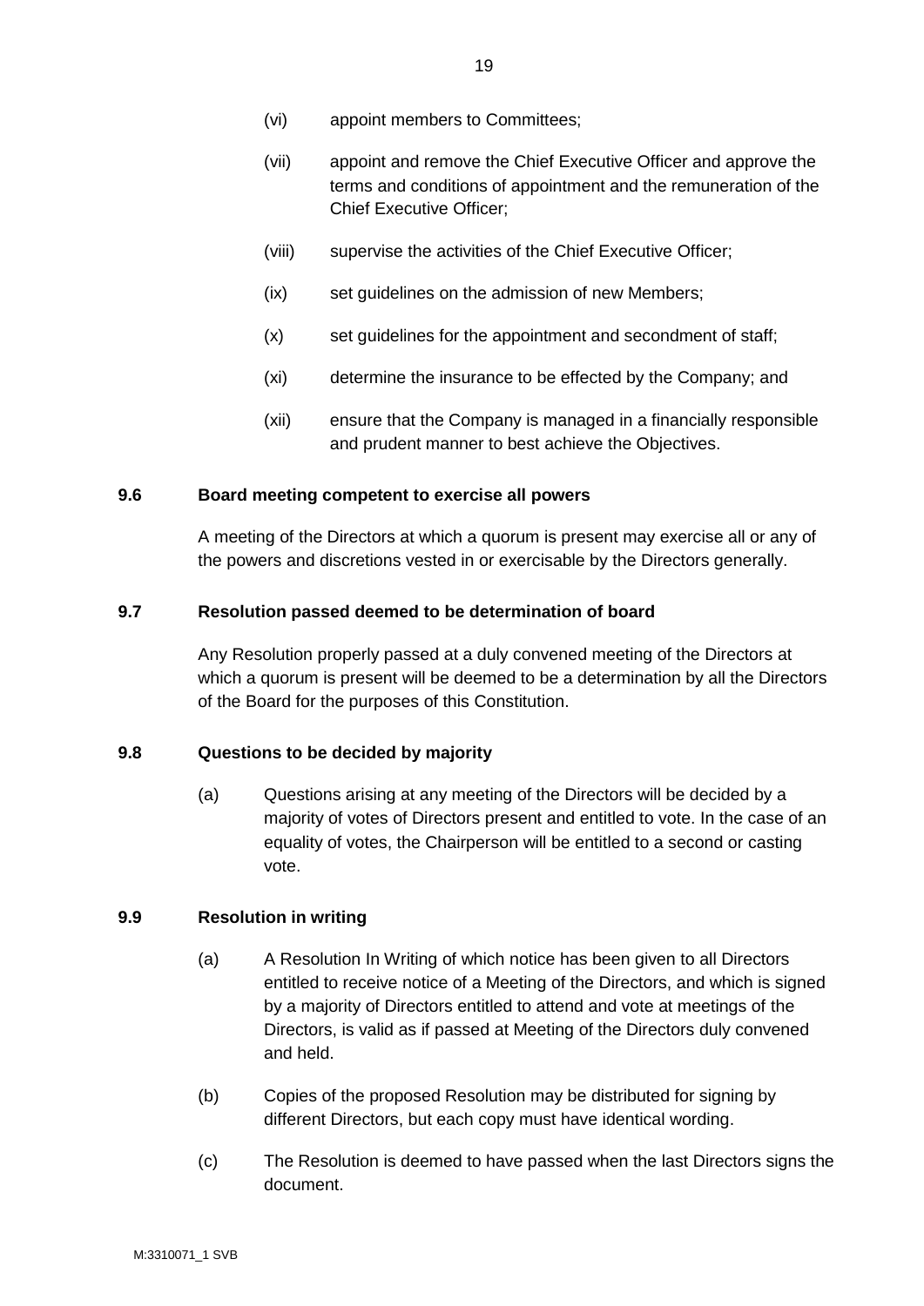(vi) appoint members to Committees;

(vii) appoint and remove the Chief Executive Officer and approve the terms and conditions of appointment and the remuneration of the Chief Executive Officer;

(viii) supervise the activities of the Chief Executive Officer;

(ix) set guidelines on the admission of new Members;

(x) set guidelines for the appointment and secondment of staff;

(xi) determine the insurance to be effected by the Company; and

(xii) ensure that the Company is managed in a financially responsible and prudent manner to best achieve the Objectives.

### 9.6 Board meeting competent to exercise all powers

A meeting of the Directors at which a quorum is present may exercise all or any of the powers and discretions vested in or exercisable by the Directors generally.

### 9.7 Resolution passed deemed to be determination of board

Any Resolution properly passed at a duly convened meeting of the Directors at which a quorum is present will be deemed to be a determination by all the Directors of the Board for the purposes of this Constitution.

### 9.8 Questions to be decided by majority

(a) Questions arising at any meeting of the Directors will be decided by a majority of votes of Directors present and entitled to vote. In the case of an equality of votes, the Chairperson will be entitled to a second or casting vote.

### 9.9 Resolution in writing

(a) A Resolution In Writing of which notice has been given to all Directors entitled to receive notice of a Meeting of the Directors, and which is signed by a majority of Directors entitled to attend and vote at meetings of the Directors, is valid as if passed at Meeting of the Directors duly convened and held.

(b) Copies of the proposed Resolution may be distributed for signing by different Directors, but each copy must have identical wording.

(c) The Resolution is deemed to have passed when the last Directors signs the document.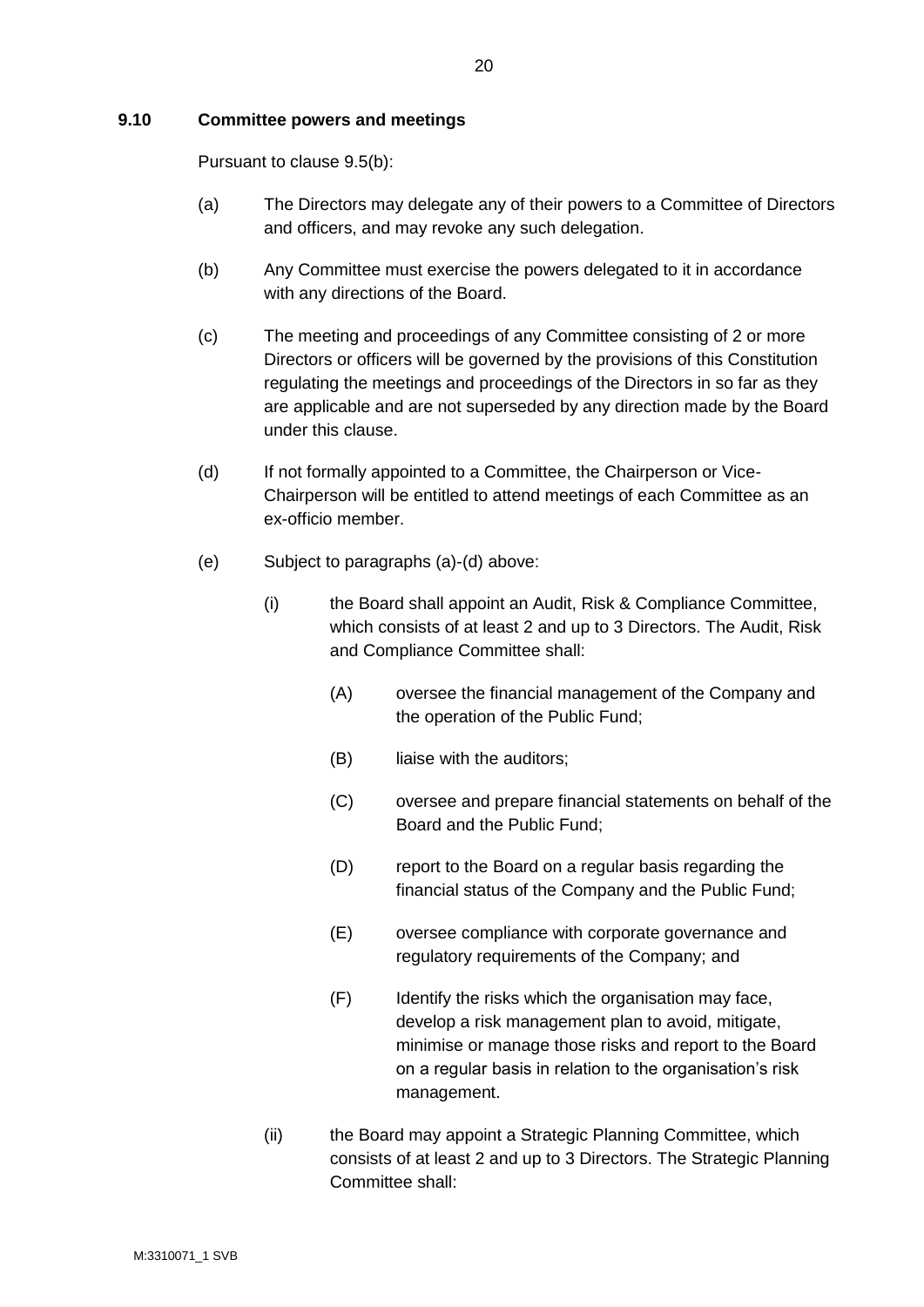### 9.10 Committee powers and meetings

Pursuant to clause 9.5(b):

(a) The Directors may delegate any of their powers to a Committee of Directors and officers, and may revoke any such delegation.

(b) Any Committee must exercise the powers delegated to it in accordance with any directions of the Board.

(c) The meeting and proceedings of any Committee consisting of 2 or more Directors or officers will be governed by the provisions of this Constitution regulating the meetings and proceedings of the Directors in so far as they are applicable and are not superseded by any direction made by the Board under this clause.

(d) If not formally appointed to a Committee, the Chairperson or Vice-Chairperson will be entitled to attend meetings of each Committee as an ex-officio member.

(e) Subject to paragraphs (a)-(d) above:

(i) the Board shall appoint an Audit, Risk & Compliance Committee, which consists of at least 2 and up to 3 Directors. The Audit, Risk and Compliance Committee shall:

(A) oversee the financial management of the Company and the operation of the Public Fund;

(B) liaise with the auditors;

(C) oversee and prepare financial statements on behalf of the Board and the Public Fund;

(D) report to the Board on a regular basis regarding the financial status of the Company and the Public Fund;

(E) oversee compliance with corporate governance and regulatory requirements of the Company; and

(F) Identify the risks which the organisation may face, develop a risk management plan to avoid, mitigate, minimise or manage those risks and report to the Board on a regular basis in relation to the organisation's risk management.

(ii) the Board may appoint a Strategic Planning Committee, which consists of at least 2 and up to 3 Directors. The Strategic Planning Committee shall: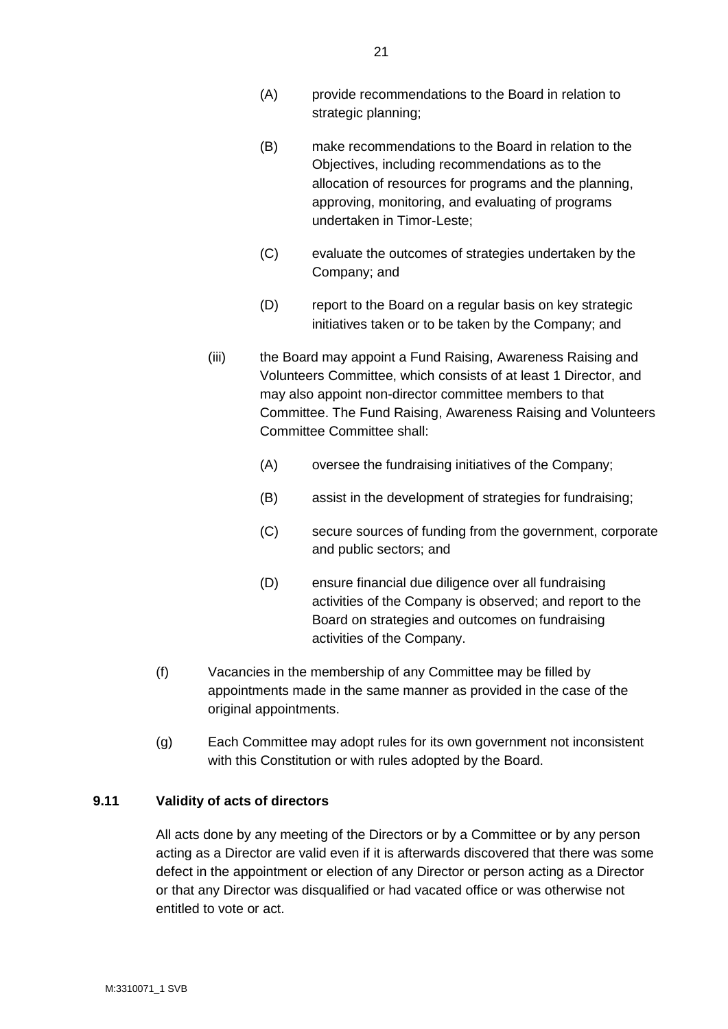(A) provide recommendations to the Board in relation to strategic planning;

(B) make recommendations to the Board in relation to the Objectives, including recommendations as to the allocation of resources for programs and the planning, approving, monitoring, and evaluating of programs undertaken in Timor-Leste;

(C) evaluate the outcomes of strategies undertaken by the Company; and

(D) report to the Board on a regular basis on key strategic initiatives taken or to be taken by the Company; and

(iii) the Board may appoint a Fund Raising, Awareness Raising and Volunteers Committee, which consists of at least 1 Director, and may also appoint non-director committee members to that Committee. The Fund Raising, Awareness Raising and Volunteers Committee Committee shall:

(A) oversee the fundraising initiatives of the Company;

(B) assist in the development of strategies for fundraising;

(C) secure sources of funding from the government, corporate and public sectors; and

(D) ensure financial due diligence over all fundraising activities of the Company is observed; and report to the Board on strategies and outcomes on fundraising activities of the Company.

(f) Vacancies in the membership of any Committee may be filled by appointments made in the same manner as provided in the case of the original appointments.

(g) Each Committee may adopt rules for its own government not inconsistent with this Constitution or with rules adopted by the Board.

### 9.11 Validity of acts of directors

All acts done by any meeting of the Directors or by a Committee or by any person acting as a Director are valid even if it is afterwards discovered that there was some defect in the appointment or election of any Director or person acting as a Director or that any Director was disqualified or had vacated office or was otherwise not entitled to vote or act.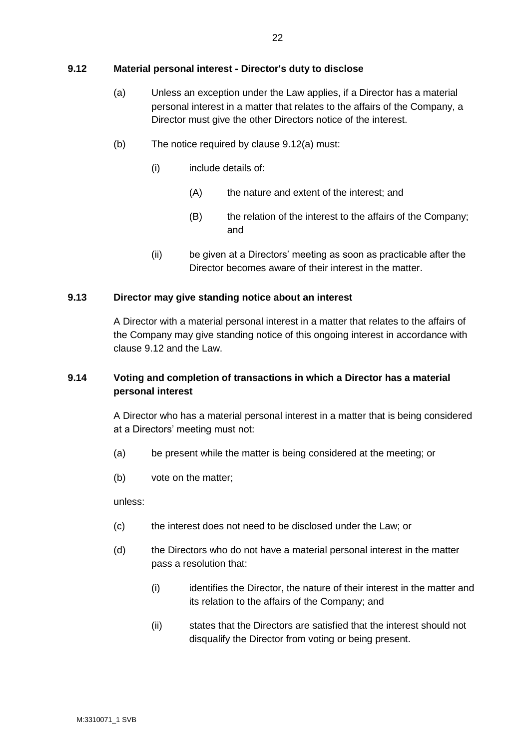### 9.12 Material personal interest - Director's duty to disclose

(a) Unless an exception under the Law applies, if a Director has a material personal interest in a matter that relates to the affairs of the Company, a Director must give the other Directors notice of the interest.

(b) The notice required by clause 9.12(a) must:

- (i) include details of:
  - (A) the nature and extent of the interest; and
  - (B) the relation of the interest to the affairs of the Company; and
- (ii) be given at a Directors' meeting as soon as practicable after the Director becomes aware of their interest in the matter.

### 9.13 Director may give standing notice about an interest

A Director with a material personal interest in a matter that relates to the affairs of the Company may give standing notice of this ongoing interest in accordance with clause 9.12 and the Law.

### 9.14 Voting and completion of transactions in which a Director has a material personal interest

A Director who has a material personal interest in a matter that is being considered at a Directors' meeting must not:

(a) be present while the matter is being considered at the meeting; or

(b) vote on the matter;

unless:

(c) the interest does not need to be disclosed under the Law; or

(d) the Directors who do not have a material personal interest in the matter pass a resolution that:

- (i) identifies the Director, the nature of their interest in the matter and its relation to the affairs of the Company; and
- (ii) states that the Directors are satisfied that the interest should not disqualify the Director from voting or being present.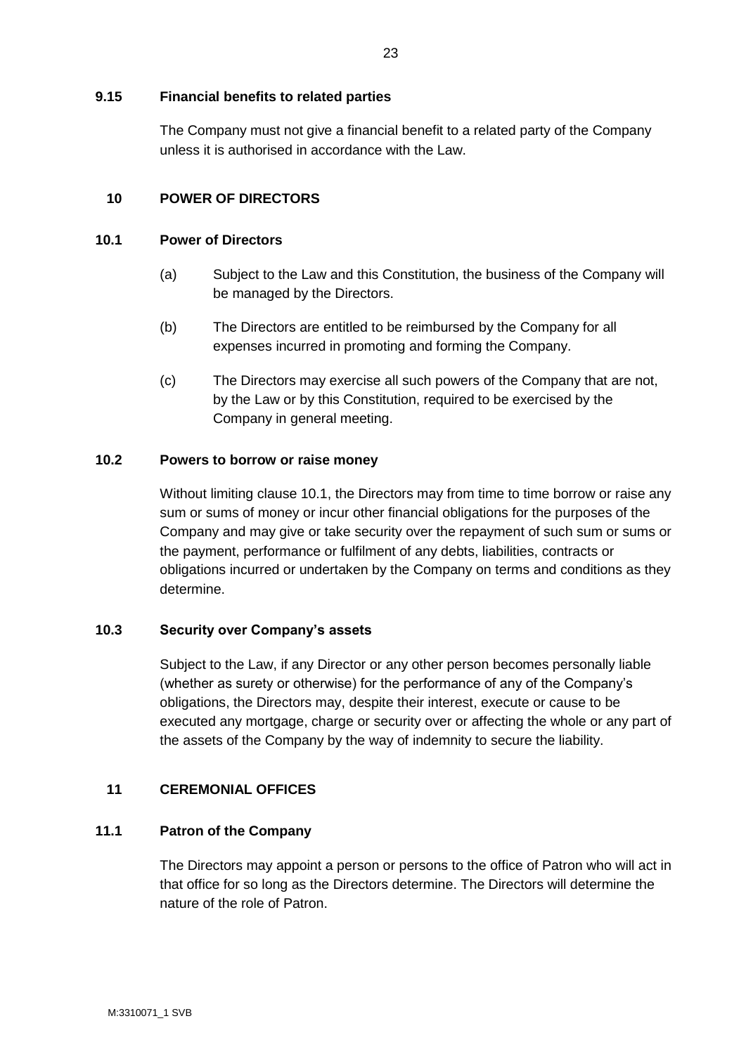### 9.15 Financial benefits to related parties

The Company must not give a financial benefit to a related party of the Company unless it is authorised in accordance with the Law.

## 10 POWER OF DIRECTORS

### 10.1 Power of Directors

(a) Subject to the Law and this Constitution, the business of the Company will be managed by the Directors.

(b) The Directors are entitled to be reimbursed by the Company for all expenses incurred in promoting and forming the Company.

(c) The Directors may exercise all such powers of the Company that are not, by the Law or by this Constitution, required to be exercised by the Company in general meeting.

### 10.2 Powers to borrow or raise money

Without limiting clause 10.1, the Directors may from time to time borrow or raise any sum or sums of money or incur other financial obligations for the purposes of the Company and may give or take security over the repayment of such sum or sums or the payment, performance or fulfilment of any debts, liabilities, contracts or obligations incurred or undertaken by the Company on terms and conditions as they determine.

### 10.3 Security over Company's assets

Subject to the Law, if any Director or any other person becomes personally liable (whether as surety or otherwise) for the performance of any of the Company's obligations, the Directors may, despite their interest, execute or cause to be executed any mortgage, charge or security over or affecting the whole or any part of the assets of the Company by the way of indemnity to secure the liability.

## 11 CEREMONIAL OFFICES

### 11.1 Patron of the Company

The Directors may appoint a person or persons to the office of Patron who will act in that office for so long as the Directors determine. The Directors will determine the nature of the role of Patron.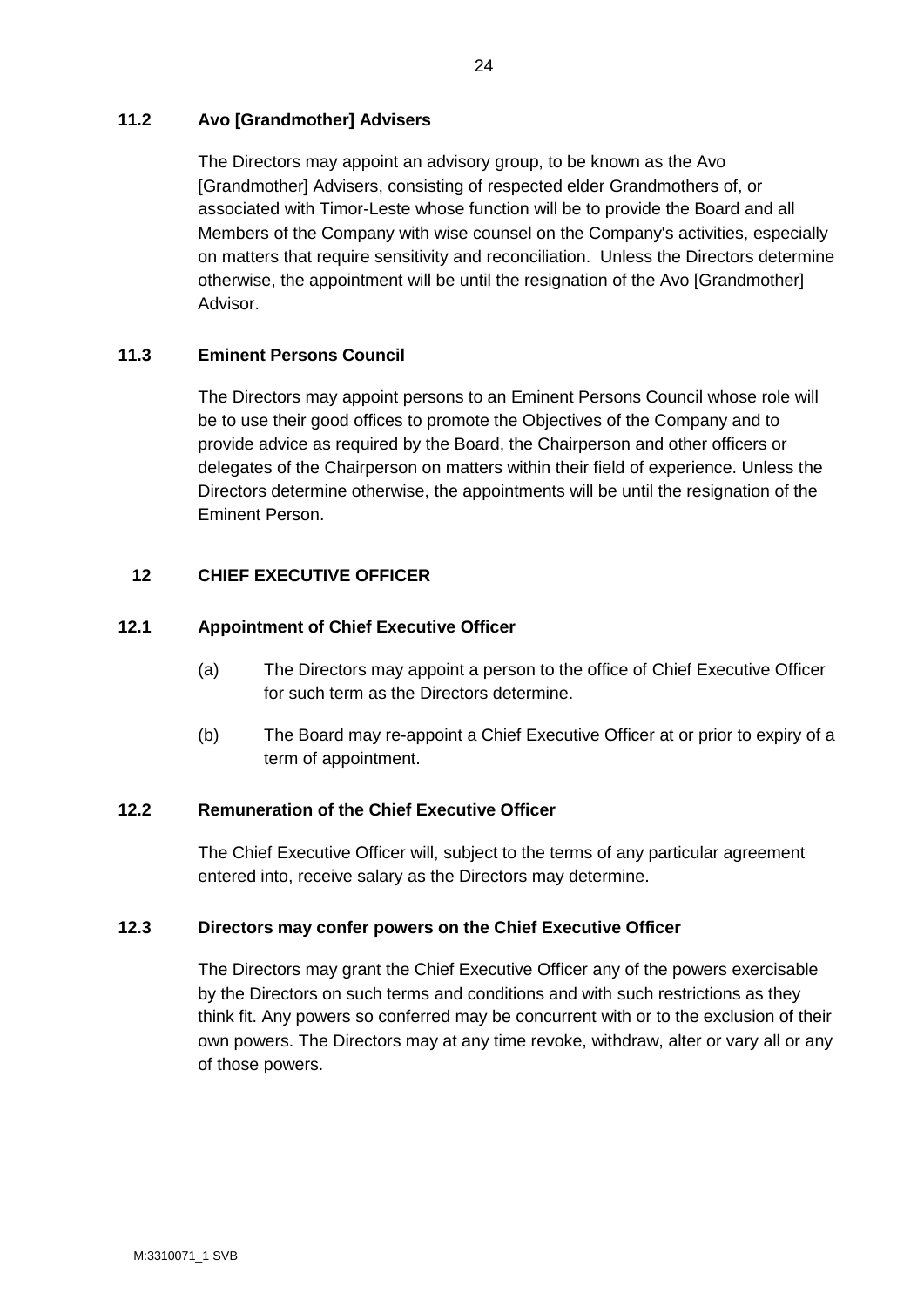### 11.2 Avo [Grandmother] Advisers

The Directors may appoint an advisory group, to be known as the Avo [Grandmother] Advisers, consisting of respected elder Grandmothers of, or associated with Timor-Leste whose function will be to provide the Board and all Members of the Company with wise counsel on the Company's activities, especially on matters that require sensitivity and reconciliation. Unless the Directors determine otherwise, the appointment will be until the resignation of the Avo [Grandmother] Advisor.

### 11.3 Eminent Persons Council

The Directors may appoint persons to an Eminent Persons Council whose role will be to use their good offices to promote the Objectives of the Company and to provide advice as required by the Board, the Chairperson and other officers or delegates of the Chairperson on matters within their field of experience. Unless the Directors determine otherwise, the appointments will be until the resignation of the Eminent Person.

## 12 CHIEF EXECUTIVE OFFICER

### 12.1 Appointment of Chief Executive Officer

(a) The Directors may appoint a person to the office of Chief Executive Officer for such term as the Directors determine.

(b) The Board may re-appoint a Chief Executive Officer at or prior to expiry of a term of appointment.

### 12.2 Remuneration of the Chief Executive Officer

The Chief Executive Officer will, subject to the terms of any particular agreement entered into, receive salary as the Directors may determine.

### 12.3 Directors may confer powers on the Chief Executive Officer

The Directors may grant the Chief Executive Officer any of the powers exercisable by the Directors on such terms and conditions and with such restrictions as they think fit. Any powers so conferred may be concurrent with or to the exclusion of their own powers. The Directors may at any time revoke, withdraw, alter or vary all or any of those powers.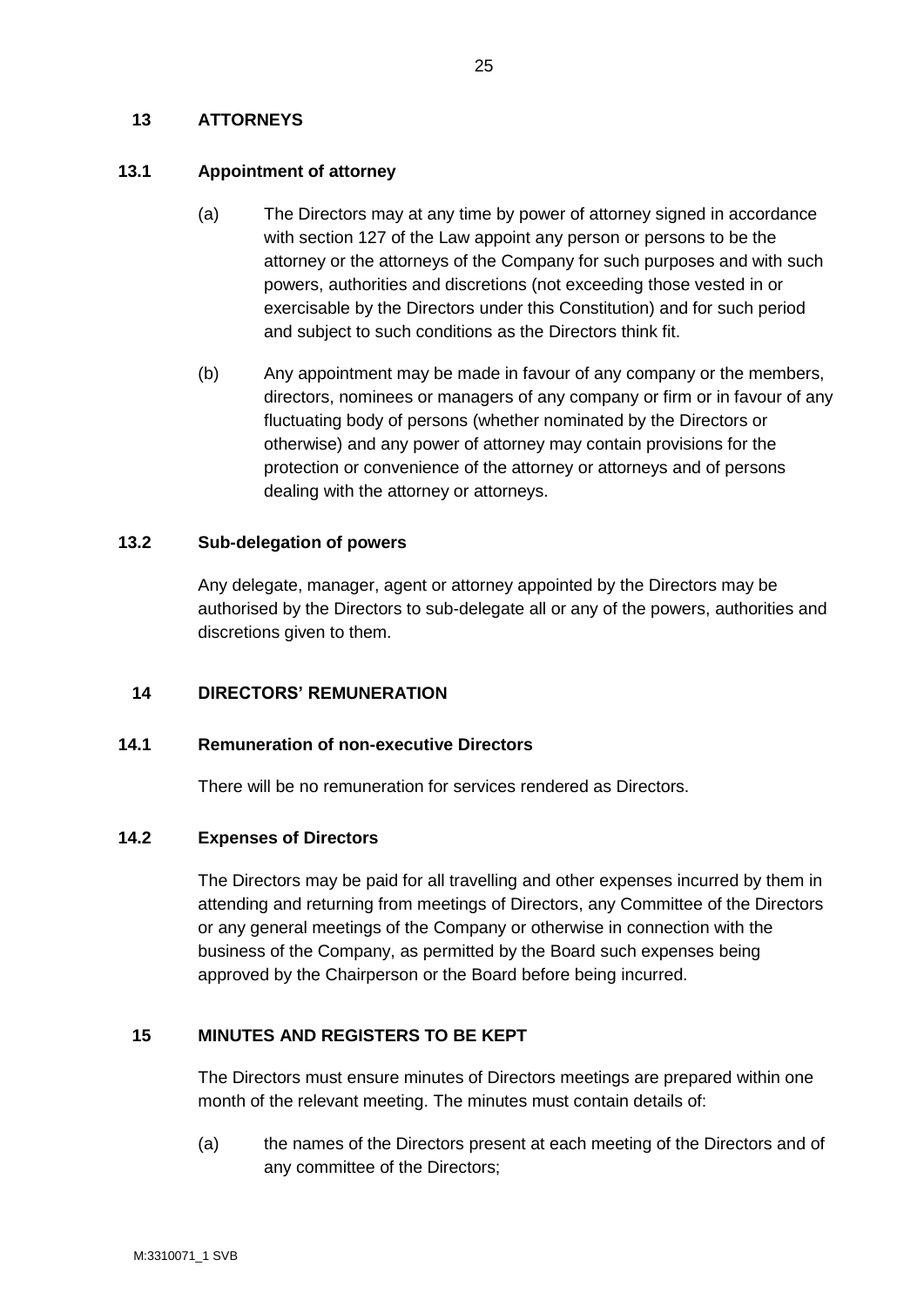## 13 ATTORNEYS

### 13.1 Appointment of attorney

(a) The Directors may at any time by power of attorney signed in accordance with section 127 of the Law appoint any person or persons to be the attorney or the attorneys of the Company for such purposes and with such powers, authorities and discretions (not exceeding those vested in or exercisable by the Directors under this Constitution) and for such period and subject to such conditions as the Directors think fit.

(b) Any appointment may be made in favour of any company or the members, directors, nominees or managers of any company or firm or in favour of any fluctuating body of persons (whether nominated by the Directors or otherwise) and any power of attorney may contain provisions for the protection or convenience of the attorney or attorneys and of persons dealing with the attorney or attorneys.

### 13.2 Sub-delegation of powers

Any delegate, manager, agent or attorney appointed by the Directors may be authorised by the Directors to sub-delegate all or any of the powers, authorities and discretions given to them.

## 14 DIRECTORS' REMUNERATION

### 14.1 Remuneration of non-executive Directors

There will be no remuneration for services rendered as Directors.

### 14.2 Expenses of Directors

The Directors may be paid for all travelling and other expenses incurred by them in attending and returning from meetings of Directors, any Committee of the Directors or any general meetings of the Company or otherwise in connection with the business of the Company, as permitted by the Board such expenses being approved by the Chairperson or the Board before being incurred.

## 15 MINUTES AND REGISTERS TO BE KEPT

The Directors must ensure minutes of Directors meetings are prepared within one month of the relevant meeting. The minutes must contain details of:

(a) the names of the Directors present at each meeting of the Directors and of any committee of the Directors;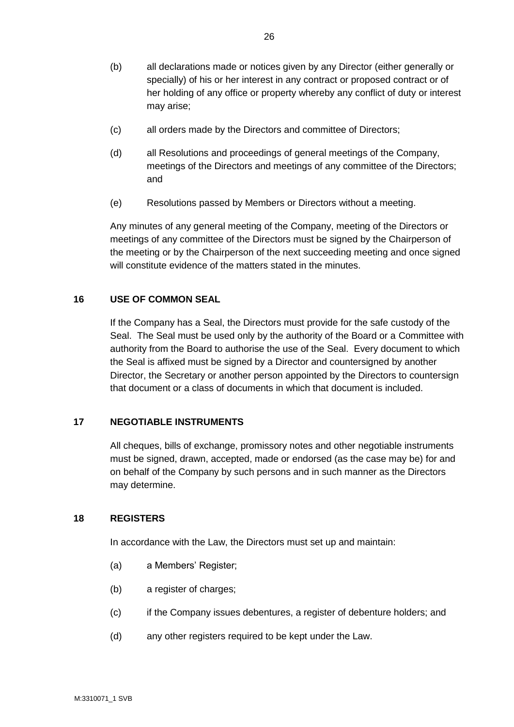(b) all declarations made or notices given by any Director (either generally or specially) of his or her interest in any contract or proposed contract or of her holding of any office or property whereby any conflict of duty or interest may arise;

(c) all orders made by the Directors and committee of Directors;

(d) all Resolutions and proceedings of general meetings of the Company, meetings of the Directors and meetings of any committee of the Directors; and

(e) Resolutions passed by Members or Directors without a meeting.

Any minutes of any general meeting of the Company, meeting of the Directors or meetings of any committee of the Directors must be signed by the Chairperson of the meeting or by the Chairperson of the next succeeding meeting and once signed will constitute evidence of the matters stated in the minutes.

## 16 USE OF COMMON SEAL

If the Company has a Seal, the Directors must provide for the safe custody of the Seal. The Seal must be used only by the authority of the Board or a Committee with authority from the Board to authorise the use of the Seal. Every document to which the Seal is affixed must be signed by a Director and countersigned by another Director, the Secretary or another person appointed by the Directors to countersign that document or a class of documents in which that document is included.

## 17 NEGOTIABLE INSTRUMENTS

All cheques, bills of exchange, promissory notes and other negotiable instruments must be signed, drawn, accepted, made or endorsed (as the case may be) for and on behalf of the Company by such persons and in such manner as the Directors may determine.

## 18 REGISTERS

In accordance with the Law, the Directors must set up and maintain:

(a) a Members' Register;

(b) a register of charges;

(c) if the Company issues debentures, a register of debenture holders; and

(d) any other registers required to be kept under the Law.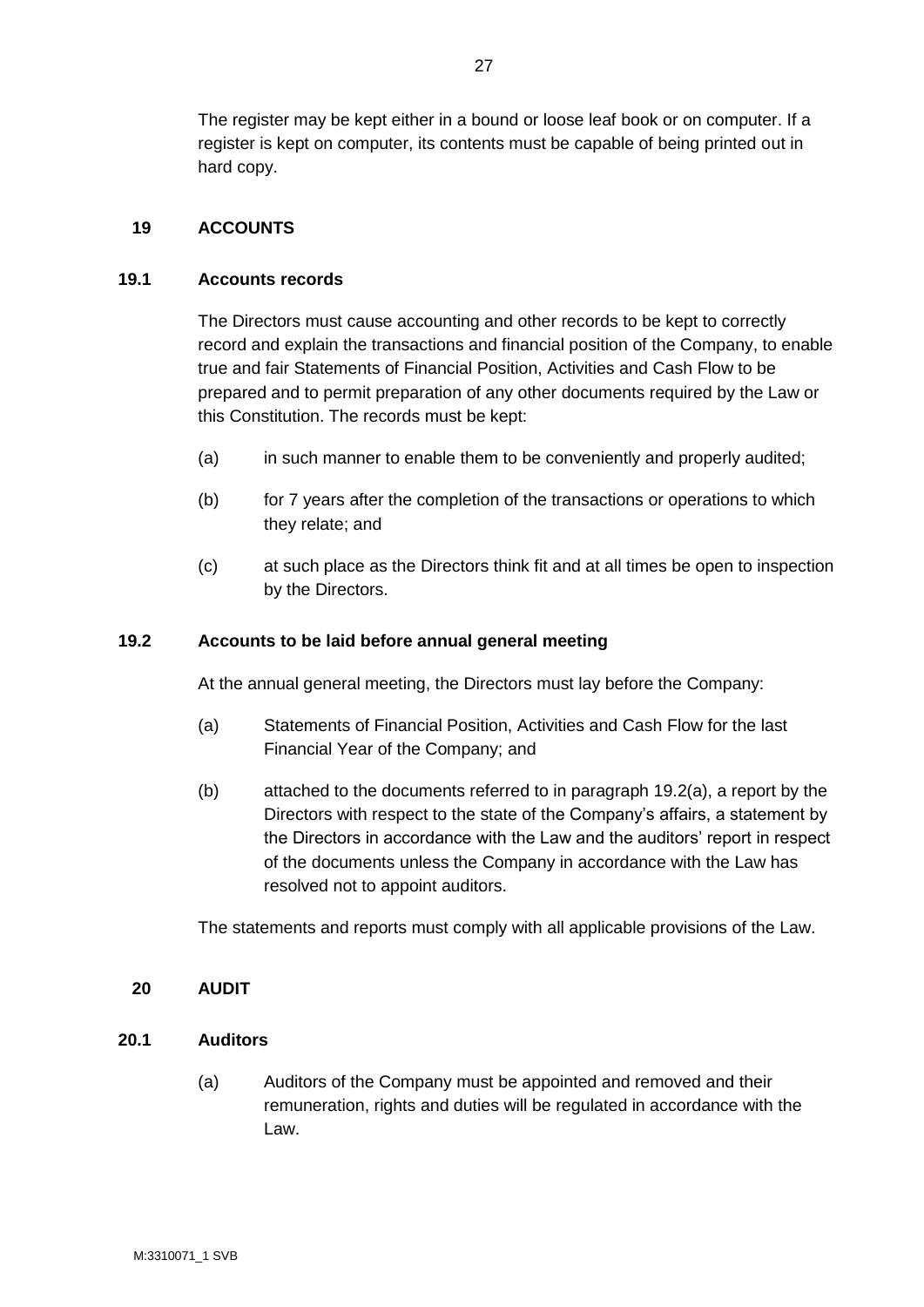The register may be kept either in a bound or loose leaf book or on computer. If a register is kept on computer, its contents must be capable of being printed out in hard copy.

## 19 ACCOUNTS

### 19.1 Accounts records

The Directors must cause accounting and other records to be kept to correctly record and explain the transactions and financial position of the Company, to enable true and fair Statements of Financial Position, Activities and Cash Flow to be prepared and to permit preparation of any other documents required by the Law or this Constitution. The records must be kept:

(a) in such manner to enable them to be conveniently and properly audited;

(b) for 7 years after the completion of the transactions or operations to which they relate; and

(c) at such place as the Directors think fit and at all times be open to inspection by the Directors.

### 19.2 Accounts to be laid before annual general meeting

At the annual general meeting, the Directors must lay before the Company:

(a) Statements of Financial Position, Activities and Cash Flow for the last Financial Year of the Company; and

(b) attached to the documents referred to in paragraph 19.2(a), a report by the Directors with respect to the state of the Company's affairs, a statement by the Directors in accordance with the Law and the auditors' report in respect of the documents unless the Company in accordance with the Law has resolved not to appoint auditors.

The statements and reports must comply with all applicable provisions of the Law.

## 20 AUDIT

### 20.1 Auditors

(a) Auditors of the Company must be appointed and removed and their remuneration, rights and duties will be regulated in accordance with the Law.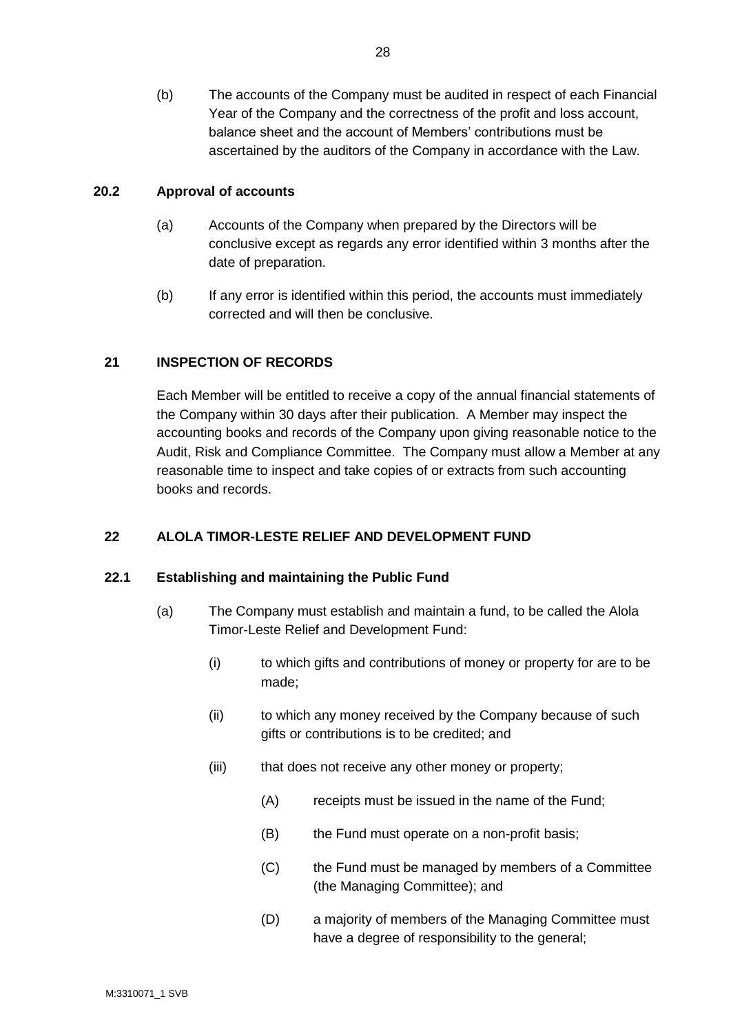(b) The accounts of the Company must be audited in respect of each Financial Year of the Company and the correctness of the profit and loss account, balance sheet and the account of Members' contributions must be ascertained by the auditors of the Company in accordance with the Law.

### 20.2 Approval of accounts

(a) Accounts of the Company when prepared by the Directors will be conclusive except as regards any error identified within 3 months after the date of preparation.

(b) If any error is identified within this period, the accounts must immediately corrected and will then be conclusive.

## 21 INSPECTION OF RECORDS

Each Member will be entitled to receive a copy of the annual financial statements of the Company within 30 days after their publication. A Member may inspect the accounting books and records of the Company upon giving reasonable notice to the Audit, Risk and Compliance Committee. The Company must allow a Member at any reasonable time to inspect and take copies of or extracts from such accounting books and records.

## 22 ALOLA TIMOR-LESTE RELIEF AND DEVELOPMENT FUND

### 22.1 Establishing and maintaining the Public Fund

(a) The Company must establish and maintain a fund, to be called the Alola Timor-Leste Relief and Development Fund:

(i) to which gifts and contributions of money or property for are to be made;

(ii) to which any money received by the Company because of such gifts or contributions is to be credited; and

(iii) that does not receive any other money or property;

(A) receipts must be issued in the name of the Fund;

(B) the Fund must operate on a non-profit basis;

(C) the Fund must be managed by members of a Committee (the Managing Committee); and

(D) a majority of members of the Managing Committee must have a degree of responsibility to the general;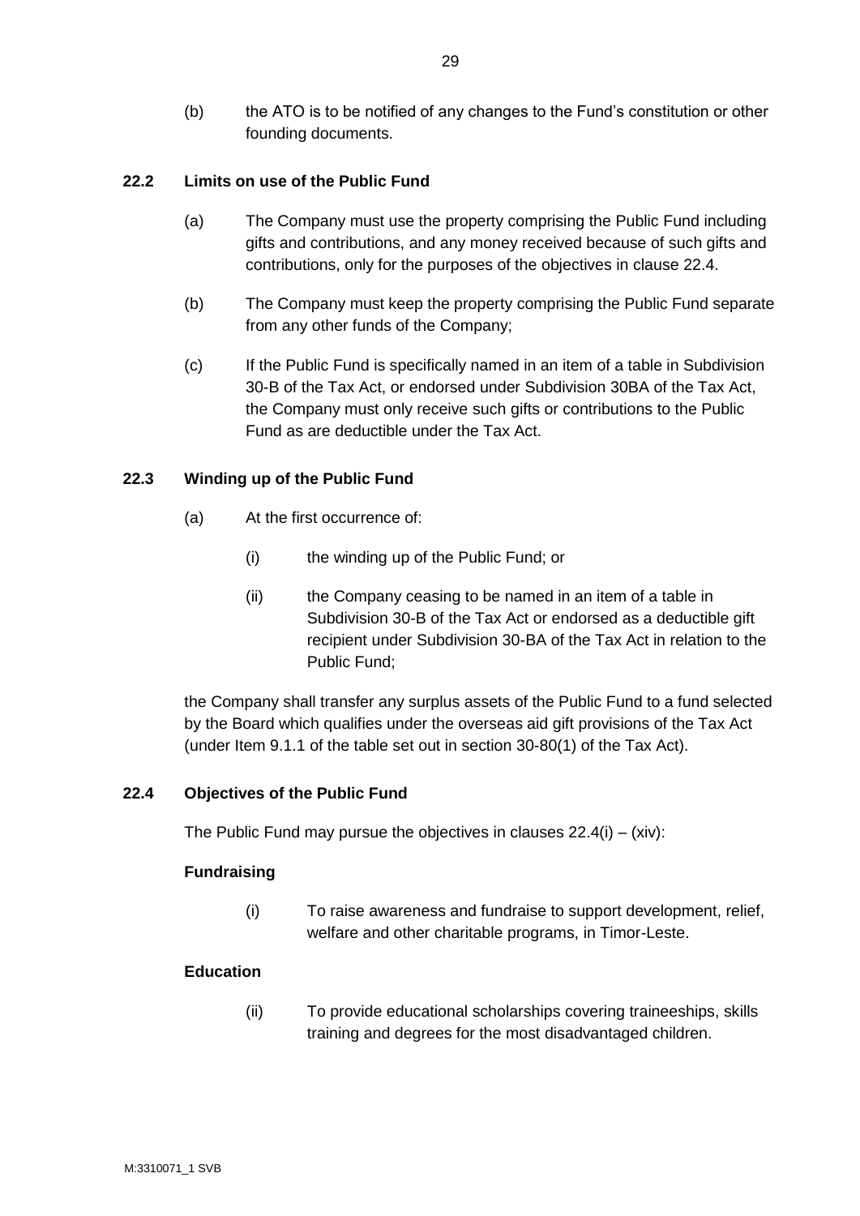(b) the ATO is to be notified of any changes to the Fund's constitution or other founding documents.

### 22.2 Limits on use of the Public Fund

(a) The Company must use the property comprising the Public Fund including gifts and contributions, and any money received because of such gifts and contributions, only for the purposes of the objectives in clause 22.4.

(b) The Company must keep the property comprising the Public Fund separate from any other funds of the Company;

(c) If the Public Fund is specifically named in an item of a table in Subdivision 30-B of the Tax Act, or endorsed under Subdivision 30BA of the Tax Act, the Company must only receive such gifts or contributions to the Public Fund as are deductible under the Tax Act.

### 22.3 Winding up of the Public Fund

(a) At the first occurrence of:

(i) the winding up of the Public Fund; or

(ii) the Company ceasing to be named in an item of a table in Subdivision 30-B of the Tax Act or endorsed as a deductible gift recipient under Subdivision 30-BA of the Tax Act in relation to the Public Fund;

the Company shall transfer any surplus assets of the Public Fund to a fund selected by the Board which qualifies under the overseas aid gift provisions of the Tax Act (under Item 9.1.1 of the table set out in section 30-80(1) of the Tax Act).

### 22.4 Objectives of the Public Fund

The Public Fund may pursue the objectives in clauses 22.4(i) – (xiv):

**Fundraising**

(i) To raise awareness and fundraise to support development, relief, welfare and other charitable programs, in Timor-Leste.

**Education**

(ii) To provide educational scholarships covering traineeships, skills training and degrees for the most disadvantaged children.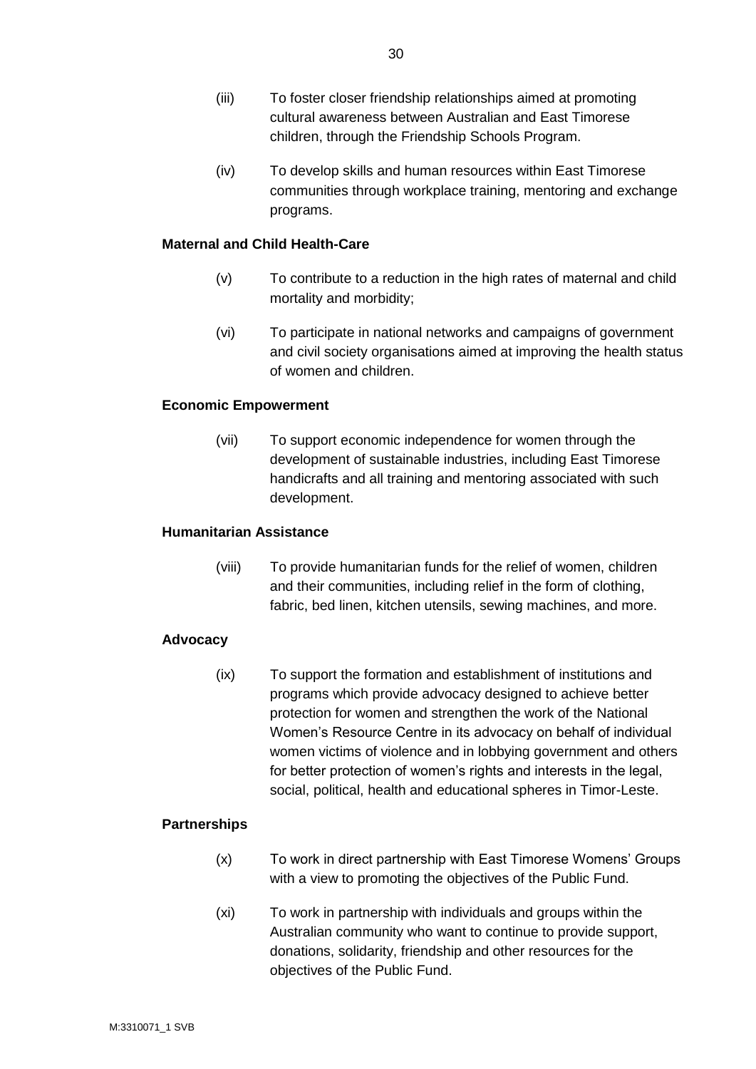(iii) To foster closer friendship relationships aimed at promoting cultural awareness between Australian and East Timorese children, through the Friendship Schools Program.

(iv) To develop skills and human resources within East Timorese communities through workplace training, mentoring and exchange programs.

**Maternal and Child Health-Care**

(v) To contribute to a reduction in the high rates of maternal and child mortality and morbidity;

(vi) To participate in national networks and campaigns of government and civil society organisations aimed at improving the health status of women and children.

**Economic Empowerment**

(vii) To support economic independence for women through the development of sustainable industries, including East Timorese handicrafts and all training and mentoring associated with such development.

**Humanitarian Assistance**

(viii) To provide humanitarian funds for the relief of women, children and their communities, including relief in the form of clothing, fabric, bed linen, kitchen utensils, sewing machines, and more.

**Advocacy**

(ix) To support the formation and establishment of institutions and programs which provide advocacy designed to achieve better protection for women and strengthen the work of the National Women's Resource Centre in its advocacy on behalf of individual women victims of violence and in lobbying government and others for better protection of women's rights and interests in the legal, social, political, health and educational spheres in Timor-Leste.

**Partnerships**

(x) To work in direct partnership with East Timorese Womens' Groups with a view to promoting the objectives of the Public Fund.

(xi) To work in partnership with individuals and groups within the Australian community who want to continue to provide support, donations, solidarity, friendship and other resources for the objectives of the Public Fund.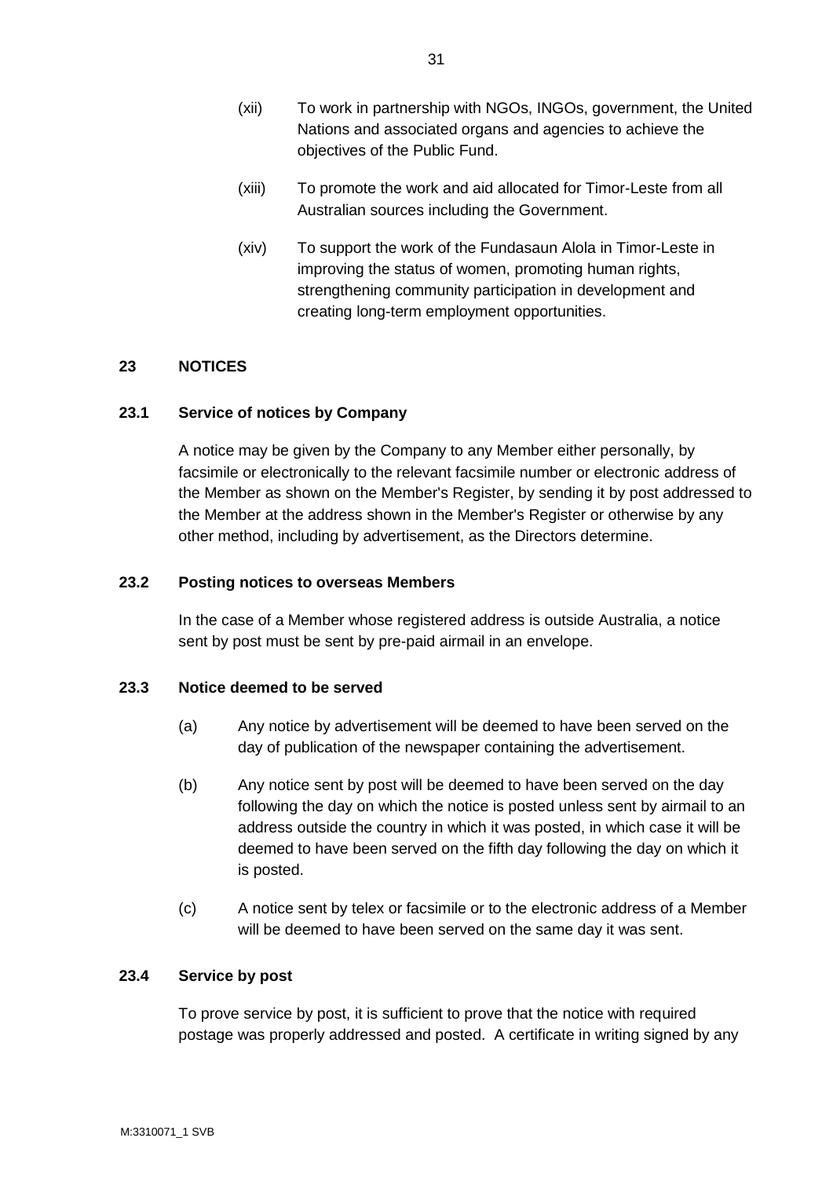(xii) To work in partnership with NGOs, INGOs, government, the United Nations and associated organs and agencies to achieve the objectives of the Public Fund.

(xiii) To promote the work and aid allocated for Timor-Leste from all Australian sources including the Government.

(xiv) To support the work of the Fundasaun Alola in Timor-Leste in improving the status of women, promoting human rights, strengthening community participation in development and creating long-term employment opportunities.

## 23 NOTICES

### 23.1 Service of notices by Company

A notice may be given by the Company to any Member either personally, by facsimile or electronically to the relevant facsimile number or electronic address of the Member as shown on the Member's Register, by sending it by post addressed to the Member at the address shown in the Member's Register or otherwise by any other method, including by advertisement, as the Directors determine.

### 23.2 Posting notices to overseas Members

In the case of a Member whose registered address is outside Australia, a notice sent by post must be sent by pre-paid airmail in an envelope.

### 23.3 Notice deemed to be served

(a) Any notice by advertisement will be deemed to have been served on the day of publication of the newspaper containing the advertisement.

(b) Any notice sent by post will be deemed to have been served on the day following the day on which the notice is posted unless sent by airmail to an address outside the country in which it was posted, in which case it will be deemed to have been served on the fifth day following the day on which it is posted.

(c) A notice sent by telex or facsimile or to the electronic address of a Member will be deemed to have been served on the same day it was sent.

### 23.4 Service by post

To prove service by post, it is sufficient to prove that the notice with required postage was properly addressed and posted. A certificate in writing signed by any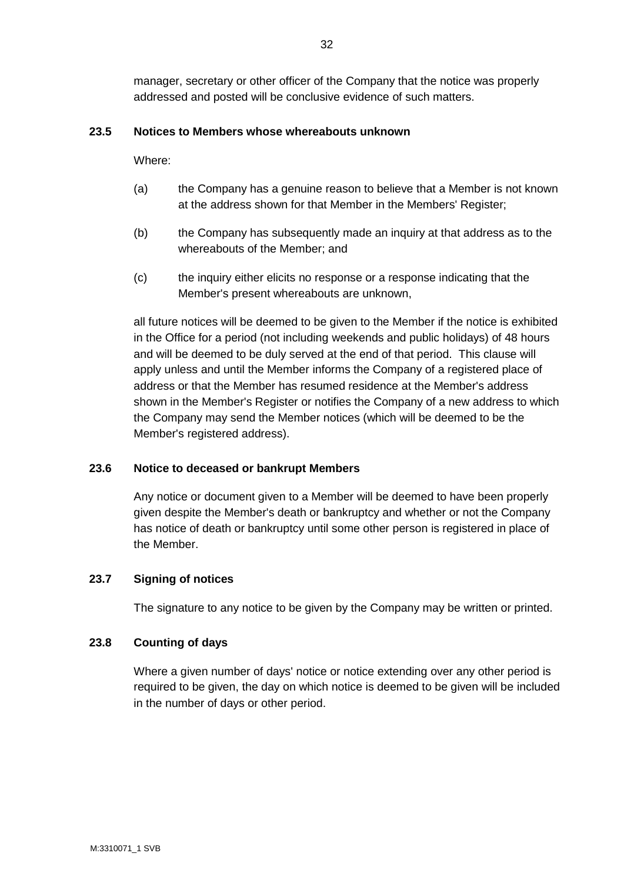manager, secretary or other officer of the Company that the notice was properly addressed and posted will be conclusive evidence of such matters.

### 23.5 Notices to Members whose whereabouts unknown

Where:

(a) the Company has a genuine reason to believe that a Member is not known at the address shown for that Member in the Members' Register;

(b) the Company has subsequently made an inquiry at that address as to the whereabouts of the Member; and

(c) the inquiry either elicits no response or a response indicating that the Member's present whereabouts are unknown,

all future notices will be deemed to be given to the Member if the notice is exhibited in the Office for a period (not including weekends and public holidays) of 48 hours and will be deemed to be duly served at the end of that period. This clause will apply unless and until the Member informs the Company of a registered place of address or that the Member has resumed residence at the Member's address shown in the Member's Register or notifies the Company of a new address to which the Company may send the Member notices (which will be deemed to be the Member's registered address).

### 23.6 Notice to deceased or bankrupt Members

Any notice or document given to a Member will be deemed to have been properly given despite the Member's death or bankruptcy and whether or not the Company has notice of death or bankruptcy until some other person is registered in place of the Member.

### 23.7 Signing of notices

The signature to any notice to be given by the Company may be written or printed.

### 23.8 Counting of days

Where a given number of days' notice or notice extending over any other period is required to be given, the day on which notice is deemed to be given will be included in the number of days or other period.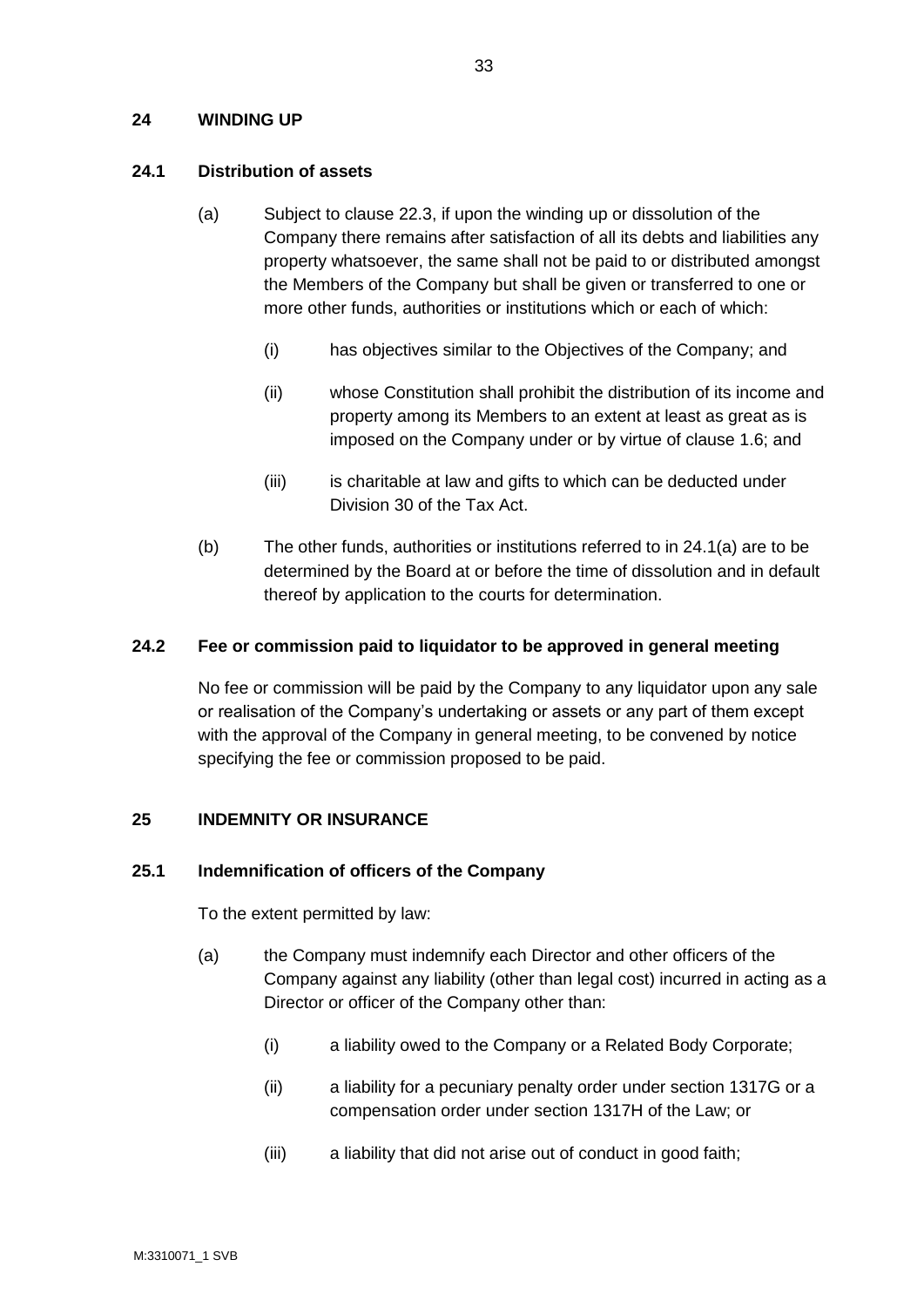## 24 WINDING UP

### 24.1 Distribution of assets

(a) Subject to clause 22.3, if upon the winding up or dissolution of the Company there remains after satisfaction of all its debts and liabilities any property whatsoever, the same shall not be paid to or distributed amongst the Members of the Company but shall be given or transferred to one or more other funds, authorities or institutions which or each of which:

(i) has objectives similar to the Objectives of the Company; and

(ii) whose Constitution shall prohibit the distribution of its income and property among its Members to an extent at least as great as is imposed on the Company under or by virtue of clause 1.6; and

(iii) is charitable at law and gifts to which can be deducted under Division 30 of the Tax Act.

(b) The other funds, authorities or institutions referred to in 24.1(a) are to be determined by the Board at or before the time of dissolution and in default thereof by application to the courts for determination.

### 24.2 Fee or commission paid to liquidator to be approved in general meeting

No fee or commission will be paid by the Company to any liquidator upon any sale or realisation of the Company's undertaking or assets or any part of them except with the approval of the Company in general meeting, to be convened by notice specifying the fee or commission proposed to be paid.

## 25 INDEMNITY OR INSURANCE

### 25.1 Indemnification of officers of the Company

To the extent permitted by law:

(a) the Company must indemnify each Director and other officers of the Company against any liability (other than legal cost) incurred in acting as a Director or officer of the Company other than:

(i) a liability owed to the Company or a Related Body Corporate;

(ii) a liability for a pecuniary penalty order under section 1317G or a compensation order under section 1317H of the Law; or

(iii) a liability that did not arise out of conduct in good faith;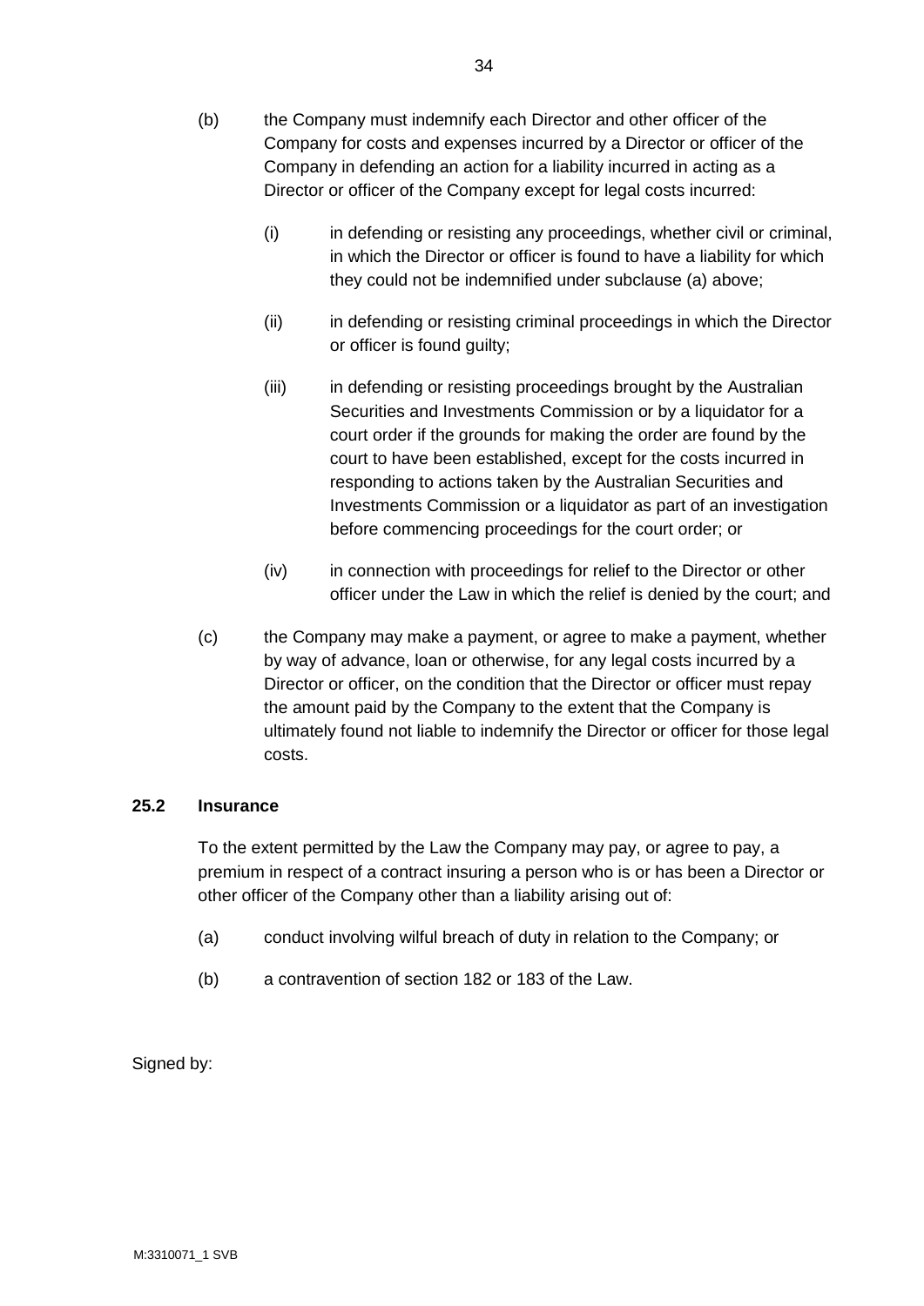(b) the Company must indemnify each Director and other officer of the Company for costs and expenses incurred by a Director or officer of the Company in defending an action for a liability incurred in acting as a Director or officer of the Company except for legal costs incurred:

   (i) in defending or resisting any proceedings, whether civil or criminal, in which the Director or officer is found to have a liability for which they could not be indemnified under subclause (a) above;

   (ii) in defending or resisting criminal proceedings in which the Director or officer is found guilty;

   (iii) in defending or resisting proceedings brought by the Australian Securities and Investments Commission or by a liquidator for a court order if the grounds for making the order are found by the court to have been established, except for the costs incurred in responding to actions taken by the Australian Securities and Investments Commission or a liquidator as part of an investigation before commencing proceedings for the court order; or

   (iv) in connection with proceedings for relief to the Director or other officer under the Law in which the relief is denied by the court; and

(c) the Company may make a payment, or agree to make a payment, whether by way of advance, loan or otherwise, for any legal costs incurred by a Director or officer, on the condition that the Director or officer must repay the amount paid by the Company to the extent that the Company is ultimately found not liable to indemnify the Director or officer for those legal costs.

### 25.2 Insurance

To the extent permitted by the Law the Company may pay, or agree to pay, a premium in respect of a contract insuring a person who is or has been a Director or other officer of the Company other than a liability arising out of:

(a) conduct involving wilful breach of duty in relation to the Company; or

(b) a contravention of section 182 or 183 of the Law.

Signed by: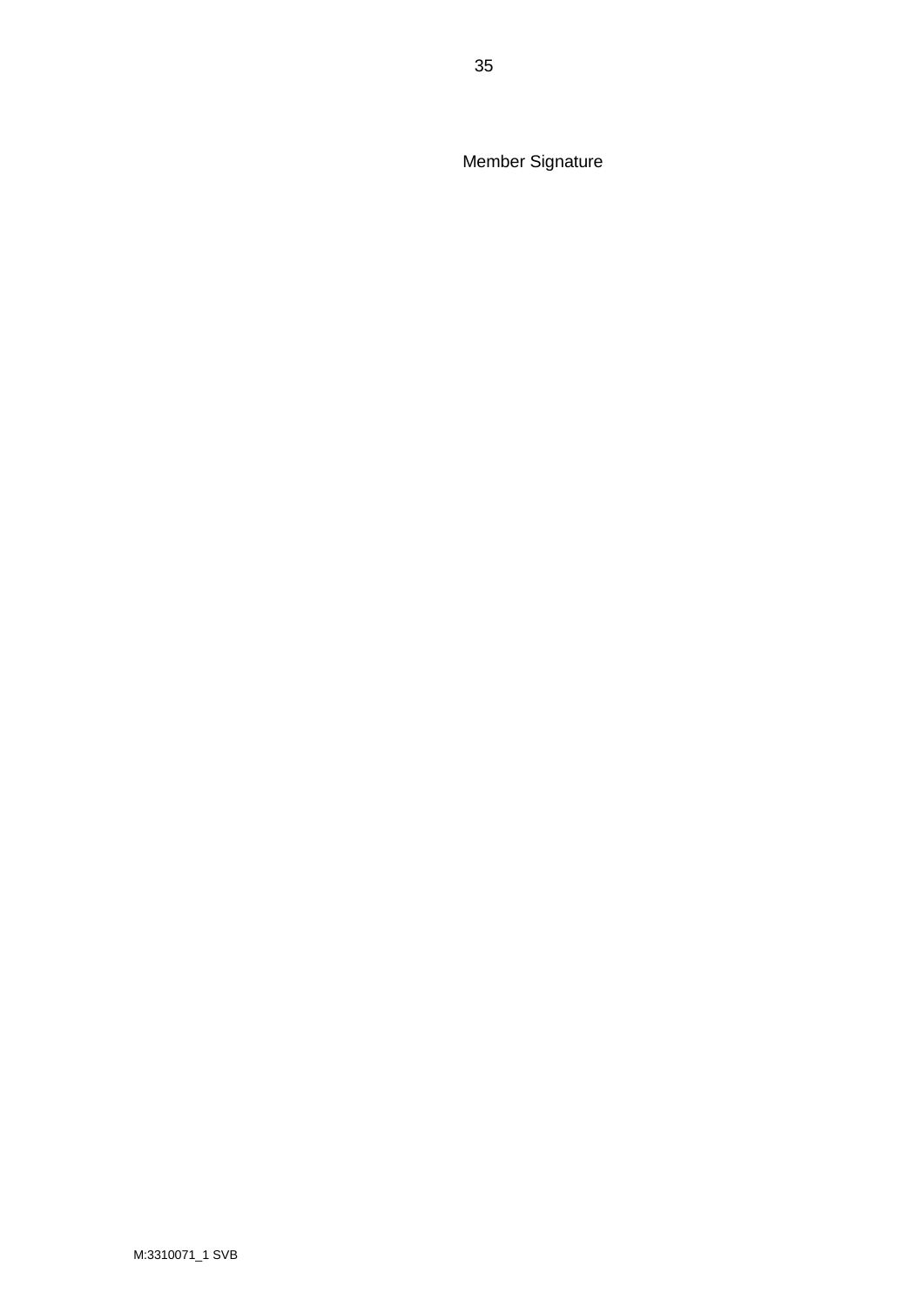Member Signature

M:3310071_1 SVB